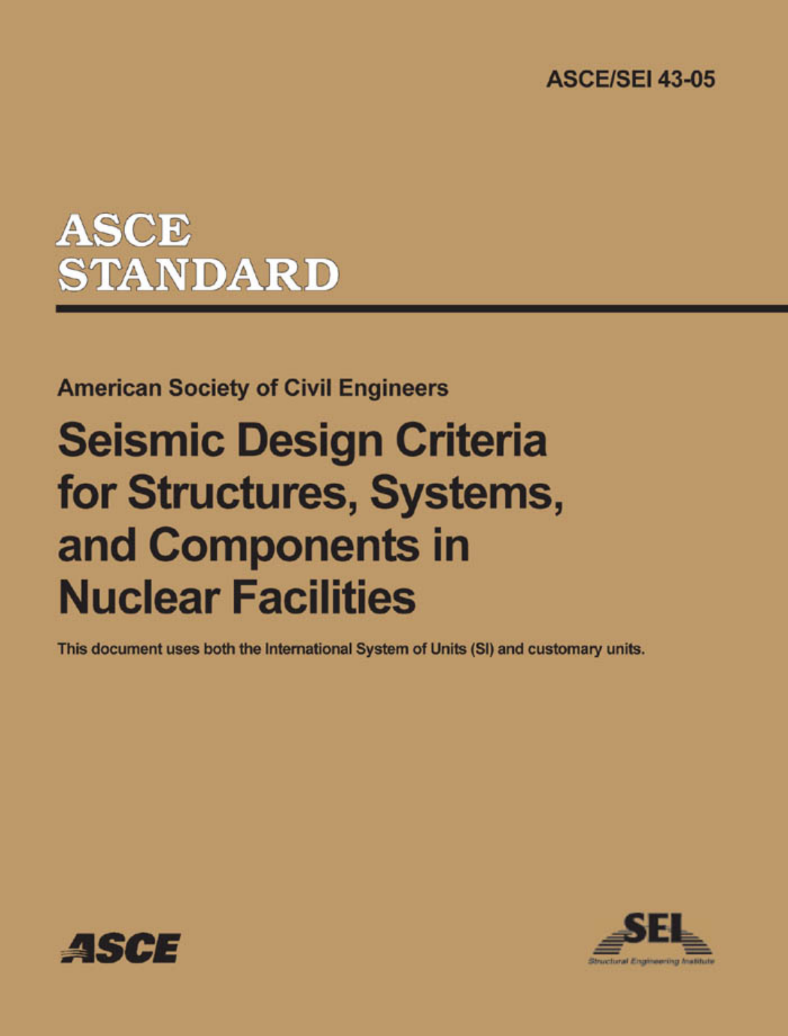ASCE/SEI 43-05

# ASCE STANDARD

American Society of Civil Engineers

# Seismic Design Criteria for Structures, Systems, and Components in Nuclear Facilities

This document uses both the International System of Units (SI) and customary units.

ASCE

SEI Structural Engineering Institute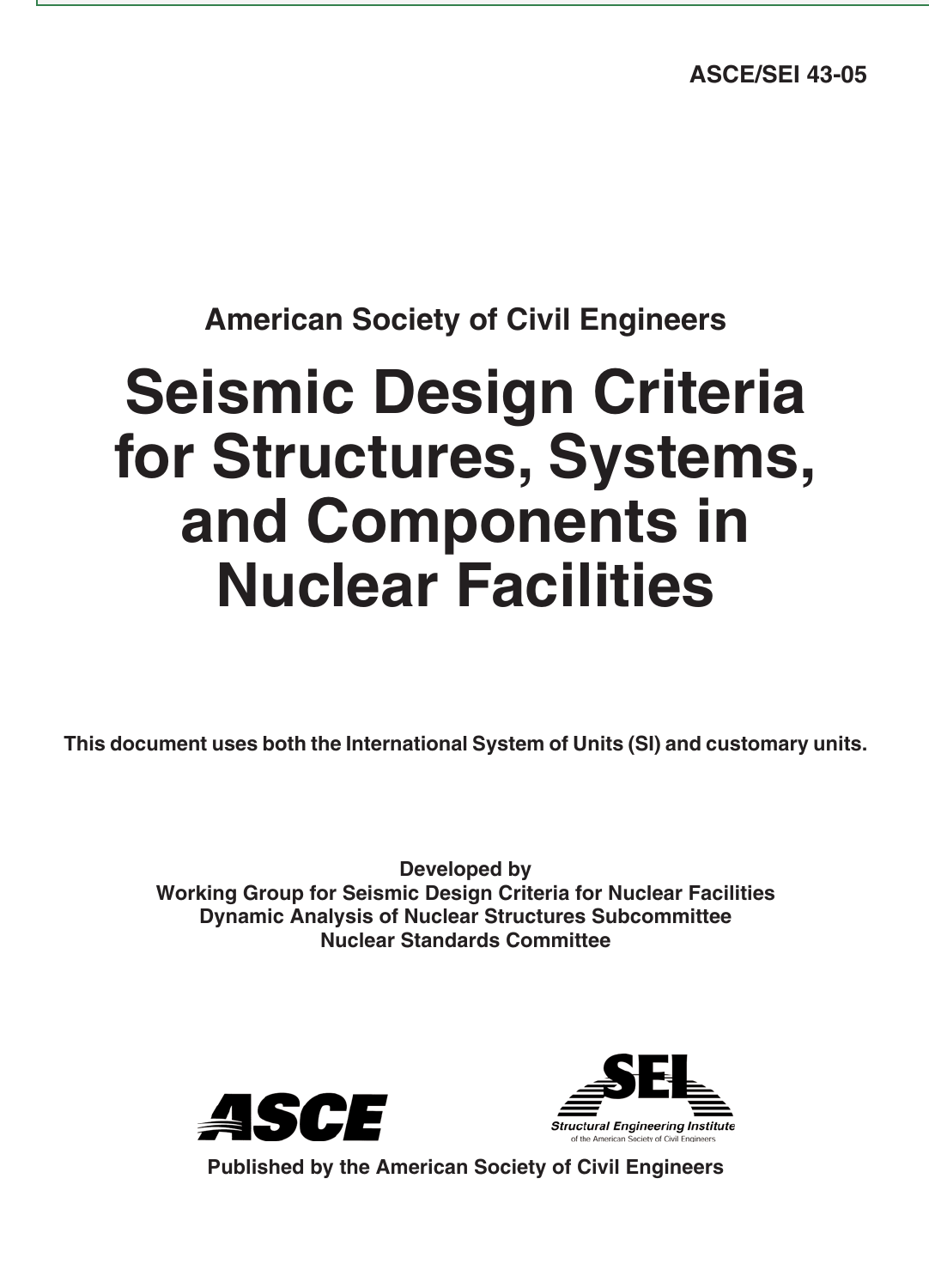**ASCE/SEI 43-05**

**American Society of Civil Engineers**

# Seismic Design Criteria for Structures, Systems, and Components in Nuclear Facilities

**This document uses both the International System of Units (SI) and customary units.**

**Developed by**
**Working Group for Seismic Design Criteria for Nuclear Facilities**
**Dynamic Analysis of Nuclear Structures Subcommittee**
**Nuclear Standards Committee**

ASCE

SEI
Structural Engineering Institute
of the American Society of Civil Engineers

**Published by the American Society of Civil Engineers**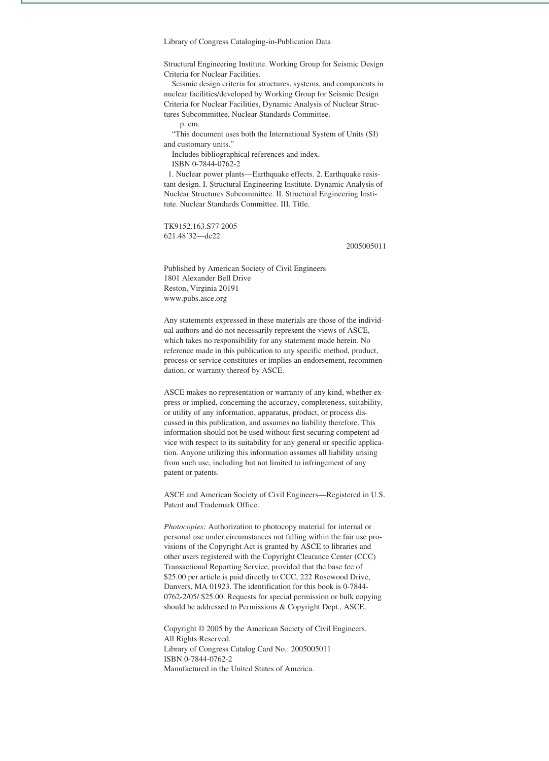Library of Congress Cataloging-in-Publication Data

Structural Engineering Institute. Working Group for Seismic Design Criteria for Nuclear Facilities.

Seismic design criteria for structures, systems, and components in nuclear facilities/developed by Working Group for Seismic Design Criteria for Nuclear Facilities, Dynamic Analysis of Nuclear Structures Subcommittee, Nuclear Standards Committee.

p. cm.

"This document uses both the International System of Units (SI) and customary units."

Includes bibliographical references and index.

ISBN 0-7844-0762-2

1. Nuclear power plants—Earthquake effects. 2. Earthquake resistant design. I. Structural Engineering Institute. Dynamic Analysis of Nuclear Structures Subcommittee. II. Structural Engineering Institute. Nuclear Standards Committee. III. Title.

TK9152.163.S77 2005
621.48′32—dc22

2005005011

Published by American Society of Civil Engineers
1801 Alexander Bell Drive
Reston, Virginia 20191
www.pubs.asce.org

Any statements expressed in these materials are those of the individual authors and do not necessarily represent the views of ASCE, which takes no responsibility for any statement made herein. No reference made in this publication to any specific method, product, process or service constitutes or implies an endorsement, recommendation, or warranty thereof by ASCE.

ASCE makes no representation or warranty of any kind, whether express or implied, concerning the accuracy, completeness, suitability, or utility of any information, apparatus, product, or process discussed in this publication, and assumes no liability therefore. This information should not be used without first securing competent advice with respect to its suitability for any general or specific application. Anyone utilizing this information assumes all liability arising from such use, including but not limited to infringement of any patent or patents.

ASCE and American Society of Civil Engineers—Registered in U.S. Patent and Trademark Office.

*Photocopies:* Authorization to photocopy material for internal or personal use under circumstances not falling within the fair use provisions of the Copyright Act is granted by ASCE to libraries and other users registered with the Copyright Clearance Center (CCC) Transactional Reporting Service, provided that the base fee of $25.00 per article is paid directly to CCC, 222 Rosewood Drive, Danvers, MA 01923. The identification for this book is 0-7844-0762-2/05/ $25.00. Requests for special permission or bulk copying should be addressed to Permissions & Copyright Dept., ASCE.

Copyright © 2005 by the American Society of Civil Engineers.
All Rights Reserved.
Library of Congress Catalog Card No.: 2005005011
ISBN 0-7844-0762-2
Manufactured in the United States of America.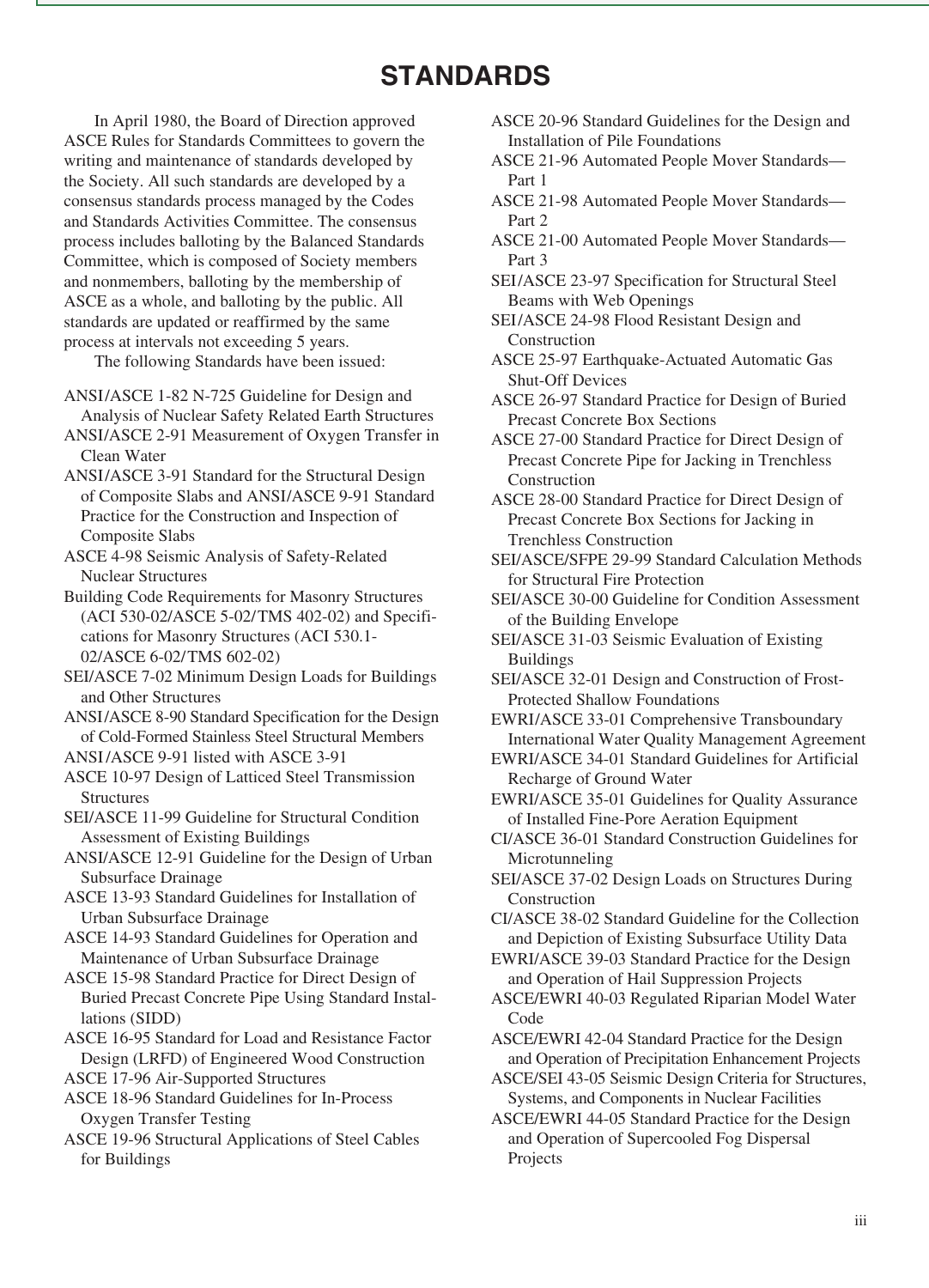# STANDARDS

In April 1980, the Board of Direction approved ASCE Rules for Standards Committees to govern the writing and maintenance of standards developed by the Society. All such standards are developed by a consensus standards process managed by the Codes and Standards Activities Committee. The consensus process includes balloting by the Balanced Standards Committee, which is composed of Society members and nonmembers, balloting by the membership of ASCE as a whole, and balloting by the public. All standards are updated or reaffirmed by the same process at intervals not exceeding 5 years.

The following Standards have been issued:

- ANSI/ASCE 1-82 N-725 Guideline for Design and Analysis of Nuclear Safety Related Earth Structures
- ANSI/ASCE 2-91 Measurement of Oxygen Transfer in Clean Water
- ANSI/ASCE 3-91 Standard for the Structural Design of Composite Slabs and ANSI/ASCE 9-91 Standard Practice for the Construction and Inspection of Composite Slabs
- ASCE 4-98 Seismic Analysis of Safety-Related Nuclear Structures
- Building Code Requirements for Masonry Structures (ACI 530-02/ASCE 5-02/TMS 402-02) and Specifications for Masonry Structures (ACI 530.1-02/ASCE 6-02/TMS 602-02)
- SEI/ASCE 7-02 Minimum Design Loads for Buildings and Other Structures
- ANSI/ASCE 8-90 Standard Specification for the Design of Cold-Formed Stainless Steel Structural Members
- ANSI/ASCE 9-91 listed with ASCE 3-91
- ASCE 10-97 Design of Latticed Steel Transmission Structures
- SEI/ASCE 11-99 Guideline for Structural Condition Assessment of Existing Buildings
- ANSI/ASCE 12-91 Guideline for the Design of Urban Subsurface Drainage
- ASCE 13-93 Standard Guidelines for Installation of Urban Subsurface Drainage
- ASCE 14-93 Standard Guidelines for Operation and Maintenance of Urban Subsurface Drainage
- ASCE 15-98 Standard Practice for Direct Design of Buried Precast Concrete Pipe Using Standard Installations (SIDD)
- ASCE 16-95 Standard for Load and Resistance Factor Design (LRFD) of Engineered Wood Construction
- ASCE 17-96 Air-Supported Structures
- ASCE 18-96 Standard Guidelines for In-Process Oxygen Transfer Testing
- ASCE 19-96 Structural Applications of Steel Cables for Buildings
- ASCE 20-96 Standard Guidelines for the Design and Installation of Pile Foundations
- ASCE 21-96 Automated People Mover Standards—Part 1
- ASCE 21-98 Automated People Mover Standards—Part 2
- ASCE 21-00 Automated People Mover Standards—Part 3
- SEI/ASCE 23-97 Specification for Structural Steel Beams with Web Openings
- SEI/ASCE 24-98 Flood Resistant Design and Construction
- ASCE 25-97 Earthquake-Actuated Automatic Gas Shut-Off Devices
- ASCE 26-97 Standard Practice for Design of Buried Precast Concrete Box Sections
- ASCE 27-00 Standard Practice for Direct Design of Precast Concrete Pipe for Jacking in Trenchless Construction
- ASCE 28-00 Standard Practice for Direct Design of Precast Concrete Box Sections for Jacking in Trenchless Construction
- SEI/ASCE/SFPE 29-99 Standard Calculation Methods for Structural Fire Protection
- SEI/ASCE 30-00 Guideline for Condition Assessment of the Building Envelope
- SEI/ASCE 31-03 Seismic Evaluation of Existing Buildings
- SEI/ASCE 32-01 Design and Construction of Frost-Protected Shallow Foundations
- EWRI/ASCE 33-01 Comprehensive Transboundary International Water Quality Management Agreement
- EWRI/ASCE 34-01 Standard Guidelines for Artificial Recharge of Ground Water
- EWRI/ASCE 35-01 Guidelines for Quality Assurance of Installed Fine-Pore Aeration Equipment
- CI/ASCE 36-01 Standard Construction Guidelines for Microtunneling
- SEI/ASCE 37-02 Design Loads on Structures During Construction
- CI/ASCE 38-02 Standard Guideline for the Collection and Depiction of Existing Subsurface Utility Data
- EWRI/ASCE 39-03 Standard Practice for the Design and Operation of Hail Suppression Projects
- ASCE/EWRI 40-03 Regulated Riparian Model Water Code
- ASCE/EWRI 42-04 Standard Practice for the Design and Operation of Precipitation Enhancement Projects
- ASCE/SEI 43-05 Seismic Design Criteria for Structures, Systems, and Components in Nuclear Facilities
- ASCE/EWRI 44-05 Standard Practice for the Design and Operation of Supercooled Fog Dispersal Projects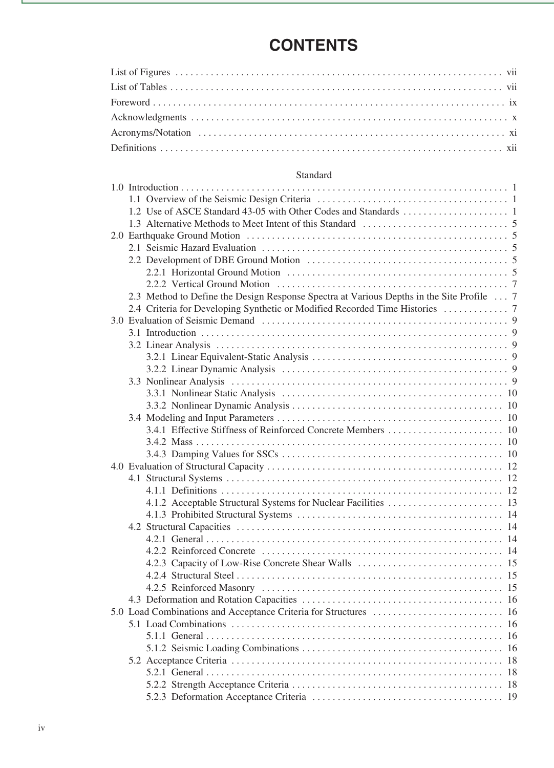# CONTENTS

List of Figures . . . . . . . . . . . . . . . . . . . . . . . . . . . . . . . . . . . . . . . . . . . . . . . . . . . . . . . . . . . . . . . . vii
List of Tables . . . . . . . . . . . . . . . . . . . . . . . . . . . . . . . . . . . . . . . . . . . . . . . . . . . . . . . . . . . . . . . . . vii
Foreword . . . . . . . . . . . . . . . . . . . . . . . . . . . . . . . . . . . . . . . . . . . . . . . . . . . . . . . . . . . . . . . . . . . . ix
Acknowledgments . . . . . . . . . . . . . . . . . . . . . . . . . . . . . . . . . . . . . . . . . . . . . . . . . . . . . . . . . . . . . . . x
Acronyms/Notation . . . . . . . . . . . . . . . . . . . . . . . . . . . . . . . . . . . . . . . . . . . . . . . . . . . . . . . . . . . . . xi
Definitions . . . . . . . . . . . . . . . . . . . . . . . . . . . . . . . . . . . . . . . . . . . . . . . . . . . . . . . . . . . . . . . . . . . xii

Standard

1.0 Introduction . . . . . . . . . . . . . . . . . . . . . . . . . . . . . . . . . . . . . . . . . . . . . . . . . . . . . . . . . . . . . 1
  1.1 Overview of the Seismic Design Criteria . . . . . . . . . . . . . . . . . . . . . . . . . . . . . . . . . . . . . . 1
  1.2 Use of ASCE Standard 43-05 with Other Codes and Standards . . . . . . . . . . . . . . . . . . . . . 1
  1.3 Alternative Methods to Meet Intent of this Standard . . . . . . . . . . . . . . . . . . . . . . . . . . . . 5
2.0 Earthquake Ground Motion . . . . . . . . . . . . . . . . . . . . . . . . . . . . . . . . . . . . . . . . . . . . . . . . . 5
  2.1 Seismic Hazard Evaluation . . . . . . . . . . . . . . . . . . . . . . . . . . . . . . . . . . . . . . . . . . . . . . . . . 5
  2.2 Development of DBE Ground Motion . . . . . . . . . . . . . . . . . . . . . . . . . . . . . . . . . . . . . . . . 5
    2.2.1 Horizontal Ground Motion . . . . . . . . . . . . . . . . . . . . . . . . . . . . . . . . . . . . . . . . . . . . 5
    2.2.2 Vertical Ground Motion . . . . . . . . . . . . . . . . . . . . . . . . . . . . . . . . . . . . . . . . . . . . . . 7
  2.3 Method to Define the Design Response Spectra at Various Depths in the Site Profile . . . 7
  2.4 Criteria for Developing Synthetic or Modified Recorded Time Histories . . . . . . . . . . . . . 7
3.0 Evaluation of Seismic Demand . . . . . . . . . . . . . . . . . . . . . . . . . . . . . . . . . . . . . . . . . . . . . . . 9
  3.1 Introduction . . . . . . . . . . . . . . . . . . . . . . . . . . . . . . . . . . . . . . . . . . . . . . . . . . . . . . . . . . . . 9
  3.2 Linear Analysis . . . . . . . . . . . . . . . . . . . . . . . . . . . . . . . . . . . . . . . . . . . . . . . . . . . . . . . . . . 9
    3.2.1 Linear Equivalent-Static Analysis . . . . . . . . . . . . . . . . . . . . . . . . . . . . . . . . . . . . . . . 9
    3.2.2 Linear Dynamic Analysis . . . . . . . . . . . . . . . . . . . . . . . . . . . . . . . . . . . . . . . . . . . . . 9
  3.3 Nonlinear Analysis . . . . . . . . . . . . . . . . . . . . . . . . . . . . . . . . . . . . . . . . . . . . . . . . . . . . . . . 9
    3.3.1 Nonlinear Static Analysis . . . . . . . . . . . . . . . . . . . . . . . . . . . . . . . . . . . . . . . . . . . . 10
    3.3.2 Nonlinear Dynamic Analysis . . . . . . . . . . . . . . . . . . . . . . . . . . . . . . . . . . . . . . . . . . 10
  3.4 Modeling and Input Parameters . . . . . . . . . . . . . . . . . . . . . . . . . . . . . . . . . . . . . . . . . . . . 10
    3.4.1 Effective Stiffness of Reinforced Concrete Members . . . . . . . . . . . . . . . . . . . . . . . 10
    3.4.2 Mass . . . . . . . . . . . . . . . . . . . . . . . . . . . . . . . . . . . . . . . . . . . . . . . . . . . . . . . . . . . . 10
    3.4.3 Damping Values for SSCs . . . . . . . . . . . . . . . . . . . . . . . . . . . . . . . . . . . . . . . . . . . . 10
4.0 Evaluation of Structural Capacity . . . . . . . . . . . . . . . . . . . . . . . . . . . . . . . . . . . . . . . . . . . . . 12
  4.1 Structural Systems . . . . . . . . . . . . . . . . . . . . . . . . . . . . . . . . . . . . . . . . . . . . . . . . . . . . . . 12
    4.1.1 Definitions . . . . . . . . . . . . . . . . . . . . . . . . . . . . . . . . . . . . . . . . . . . . . . . . . . . . . . . . 12
    4.1.2 Acceptable Structural Systems for Nuclear Facilities . . . . . . . . . . . . . . . . . . . . . . . 13
    4.1.3 Prohibited Structural Systems . . . . . . . . . . . . . . . . . . . . . . . . . . . . . . . . . . . . . . . . . 14
  4.2 Structural Capacities . . . . . . . . . . . . . . . . . . . . . . . . . . . . . . . . . . . . . . . . . . . . . . . . . . . . . 14
    4.2.1 General . . . . . . . . . . . . . . . . . . . . . . . . . . . . . . . . . . . . . . . . . . . . . . . . . . . . . . . . . . 14
    4.2.2 Reinforced Concrete . . . . . . . . . . . . . . . . . . . . . . . . . . . . . . . . . . . . . . . . . . . . . . . . 14
    4.2.3 Capacity of Low-Rise Concrete Shear Walls . . . . . . . . . . . . . . . . . . . . . . . . . . . . . 15
    4.2.4 Structural Steel . . . . . . . . . . . . . . . . . . . . . . . . . . . . . . . . . . . . . . . . . . . . . . . . . . . . 15
    4.2.5 Reinforced Masonry . . . . . . . . . . . . . . . . . . . . . . . . . . . . . . . . . . . . . . . . . . . . . . . . 15
  4.3 Deformation and Rotation Capacities . . . . . . . . . . . . . . . . . . . . . . . . . . . . . . . . . . . . . . . . 16
5.0 Load Combinations and Acceptance Criteria for Structures . . . . . . . . . . . . . . . . . . . . . . . . . 16
  5.1 Load Combinations . . . . . . . . . . . . . . . . . . . . . . . . . . . . . . . . . . . . . . . . . . . . . . . . . . . . . . 16
    5.1.1 General . . . . . . . . . . . . . . . . . . . . . . . . . . . . . . . . . . . . . . . . . . . . . . . . . . . . . . . . . . 16
    5.1.2 Seismic Loading Combinations . . . . . . . . . . . . . . . . . . . . . . . . . . . . . . . . . . . . . . . . 16
  5.2 Acceptance Criteria . . . . . . . . . . . . . . . . . . . . . . . . . . . . . . . . . . . . . . . . . . . . . . . . . . . . . . 18
    5.2.1 General . . . . . . . . . . . . . . . . . . . . . . . . . . . . . . . . . . . . . . . . . . . . . . . . . . . . . . . . . . 18
    5.2.2 Strength Acceptance Criteria . . . . . . . . . . . . . . . . . . . . . . . . . . . . . . . . . . . . . . . . . . 18
    5.2.3 Deformation Acceptance Criteria . . . . . . . . . . . . . . . . . . . . . . . . . . . . . . . . . . . . . . 19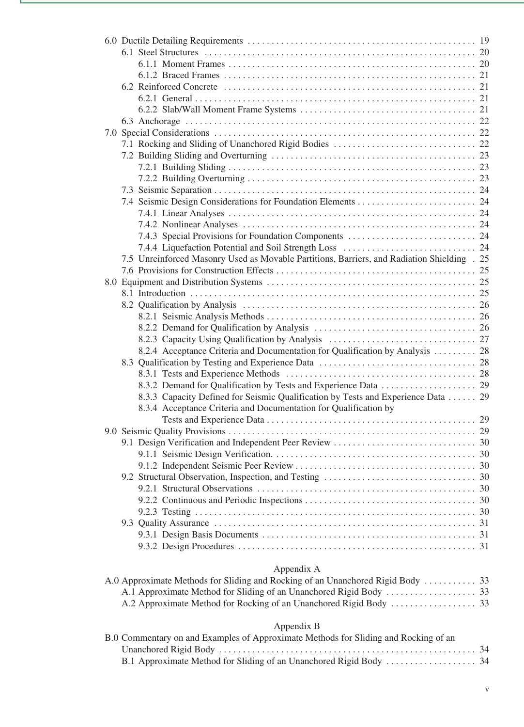6.0 Ductile Detailing Requirements . . . . . . . . . . . . . . . . . . . . . . . . . . . . . . . . . . . . . . . . . . . . . . . . 19
  6.1 Steel Structures . . . . . . . . . . . . . . . . . . . . . . . . . . . . . . . . . . . . . . . . . . . . . . . . . . . . . . . . 20
    6.1.1 Moment Frames . . . . . . . . . . . . . . . . . . . . . . . . . . . . . . . . . . . . . . . . . . . . . . . . . . . . 20
    6.1.2 Braced Frames . . . . . . . . . . . . . . . . . . . . . . . . . . . . . . . . . . . . . . . . . . . . . . . . . . . . . 21
  6.2 Reinforced Concrete . . . . . . . . . . . . . . . . . . . . . . . . . . . . . . . . . . . . . . . . . . . . . . . . . . . . 21
    6.2.1 General . . . . . . . . . . . . . . . . . . . . . . . . . . . . . . . . . . . . . . . . . . . . . . . . . . . . . . . . . . 21
    6.2.2 Slab/Wall Moment Frame Systems . . . . . . . . . . . . . . . . . . . . . . . . . . . . . . . . . . . . . 21
  6.3 Anchorage . . . . . . . . . . . . . . . . . . . . . . . . . . . . . . . . . . . . . . . . . . . . . . . . . . . . . . . . . . . . 22
7.0 Special Considerations . . . . . . . . . . . . . . . . . . . . . . . . . . . . . . . . . . . . . . . . . . . . . . . . . . . . . . 22
  7.1 Rocking and Sliding of Unanchored Rigid Bodies . . . . . . . . . . . . . . . . . . . . . . . . . . . . . 22
  7.2 Building Sliding and Overturning . . . . . . . . . . . . . . . . . . . . . . . . . . . . . . . . . . . . . . . . . . 23
    7.2.1 Building Sliding . . . . . . . . . . . . . . . . . . . . . . . . . . . . . . . . . . . . . . . . . . . . . . . . . . . . 23
    7.2.2 Building Overturning . . . . . . . . . . . . . . . . . . . . . . . . . . . . . . . . . . . . . . . . . . . . . . . . 23
  7.3 Seismic Separation . . . . . . . . . . . . . . . . . . . . . . . . . . . . . . . . . . . . . . . . . . . . . . . . . . . . . . 24
  7.4 Seismic Design Considerations for Foundation Elements . . . . . . . . . . . . . . . . . . . . . . . . 24
    7.4.1 Linear Analyses . . . . . . . . . . . . . . . . . . . . . . . . . . . . . . . . . . . . . . . . . . . . . . . . . . . 24
    7.4.2 Nonlinear Analyses . . . . . . . . . . . . . . . . . . . . . . . . . . . . . . . . . . . . . . . . . . . . . . . . . 24
    7.4.3 Special Provisions for Foundation Components . . . . . . . . . . . . . . . . . . . . . . . . . . . 24
    7.4.4 Liquefaction Potential and Soil Strength Loss . . . . . . . . . . . . . . . . . . . . . . . . . . . . 24
  7.5 Unreinforced Masonry Used as Movable Partitions, Barriers, and Radiation Shielding . 25
  7.6 Provisions for Construction Effects . . . . . . . . . . . . . . . . . . . . . . . . . . . . . . . . . . . . . . . . . 25
8.0 Equipment and Distribution Systems . . . . . . . . . . . . . . . . . . . . . . . . . . . . . . . . . . . . . . . . . . 25
  8.1 Introduction . . . . . . . . . . . . . . . . . . . . . . . . . . . . . . . . . . . . . . . . . . . . . . . . . . . . . . . . . . . 25
  8.2 Qualification by Analysis . . . . . . . . . . . . . . . . . . . . . . . . . . . . . . . . . . . . . . . . . . . . . . . . . 26
    8.2.1 Seismic Analysis Methods . . . . . . . . . . . . . . . . . . . . . . . . . . . . . . . . . . . . . . . . . . . . 26
    8.2.2 Demand for Qualification by Analysis . . . . . . . . . . . . . . . . . . . . . . . . . . . . . . . . . . 26
    8.2.3 Capacity Using Qualification by Analysis . . . . . . . . . . . . . . . . . . . . . . . . . . . . . . . 27
    8.2.4 Acceptance Criteria and Documentation for Qualification by Analysis . . . . . . . . . 28
  8.3 Qualification by Testing and Experience Data . . . . . . . . . . . . . . . . . . . . . . . . . . . . . . . . 28
    8.3.1 Tests and Experience Methods . . . . . . . . . . . . . . . . . . . . . . . . . . . . . . . . . . . . . . . . 28
    8.3.2 Demand for Qualification by Tests and Experience Data . . . . . . . . . . . . . . . . . . . . 29
    8.3.3 Capacity Defined for Seismic Qualification by Tests and Experience Data . . . . . . 29
    8.3.4 Acceptance Criteria and Documentation for Qualification by Tests and Experience Data . . . . . . . . . . . . . . . . . . . . . . . . . . . . . . . . . . . . . . . . . . . . . 29
9.0 Seismic Quality Provisions . . . . . . . . . . . . . . . . . . . . . . . . . . . . . . . . . . . . . . . . . . . . . . . . . . . 29
  9.1 Design Verification and Independent Peer Review . . . . . . . . . . . . . . . . . . . . . . . . . . . . . 30
    9.1.1 Seismic Design Verification. . . . . . . . . . . . . . . . . . . . . . . . . . . . . . . . . . . . . . . . . . . 30
    9.1.2 Independent Seismic Peer Review . . . . . . . . . . . . . . . . . . . . . . . . . . . . . . . . . . . . . . 30
  9.2 Structural Observation, Inspection, and Testing . . . . . . . . . . . . . . . . . . . . . . . . . . . . . . . 30
    9.2.1 Structural Observations . . . . . . . . . . . . . . . . . . . . . . . . . . . . . . . . . . . . . . . . . . . . . . 30
    9.2.2 Continuous and Periodic Inspections . . . . . . . . . . . . . . . . . . . . . . . . . . . . . . . . . . . . 30
    9.2.3 Testing . . . . . . . . . . . . . . . . . . . . . . . . . . . . . . . . . . . . . . . . . . . . . . . . . . . . . . . . . . . 30
  9.3 Quality Assurance . . . . . . . . . . . . . . . . . . . . . . . . . . . . . . . . . . . . . . . . . . . . . . . . . . . . . . . 31
    9.3.1 Design Basis Documents . . . . . . . . . . . . . . . . . . . . . . . . . . . . . . . . . . . . . . . . . . . . . 31
    9.3.2 Design Procedures . . . . . . . . . . . . . . . . . . . . . . . . . . . . . . . . . . . . . . . . . . . . . . . . . . 31

Appendix A

A.0 Approximate Methods for Sliding and Rocking of an Unanchored Rigid Body . . . . . . . . . . . 33
  A.1 Approximate Method for Sliding of an Unanchored Rigid Body . . . . . . . . . . . . . . . . . . 33
  A.2 Approximate Method for Rocking of an Unanchored Rigid Body . . . . . . . . . . . . . . . . . 33

Appendix B

B.0 Commentary on and Examples of Approximate Methods for Sliding and Rocking of an Unanchored Rigid Body . . . . . . . . . . . . . . . . . . . . . . . . . . . . . . . . . . . . . . . . . . . . . . . . . . . . . . . 34
  B.1 Approximate Method for Sliding of an Unanchored Rigid Body . . . . . . . . . . . . . . . . . . 34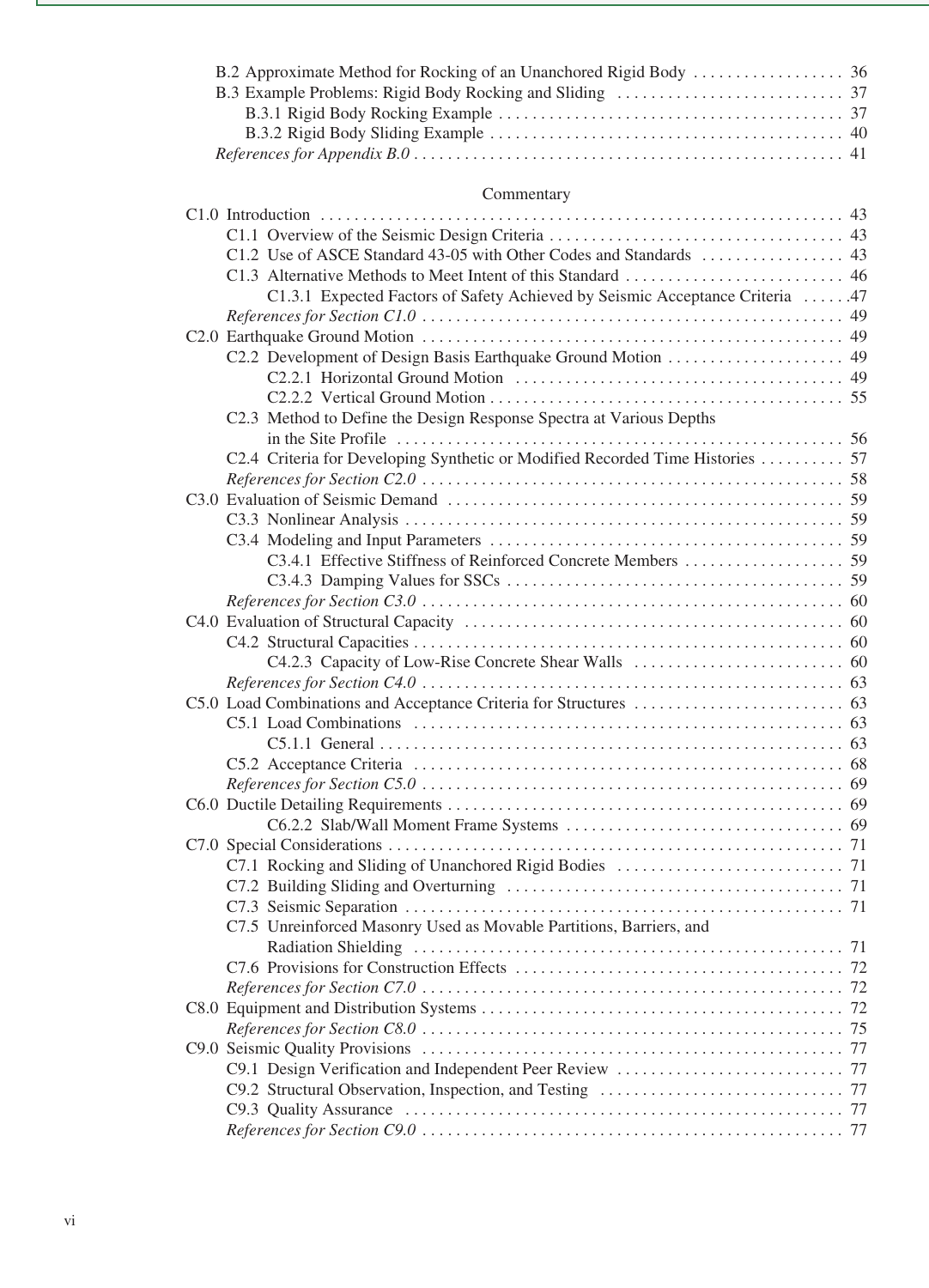B.2 Approximate Method for Rocking of an Unanchored Rigid Body . . . . . . . . . . . . . . . . . . 36
B.3 Example Problems: Rigid Body Rocking and Sliding . . . . . . . . . . . . . . . . . . . . . . . . . . . 37
B.3.1 Rigid Body Rocking Example . . . . . . . . . . . . . . . . . . . . . . . . . . . . . . . . . . . . . . . . . 37
B.3.2 Rigid Body Sliding Example . . . . . . . . . . . . . . . . . . . . . . . . . . . . . . . . . . . . . . . . . . 40
*References for Appendix B.0* . . . . . . . . . . . . . . . . . . . . . . . . . . . . . . . . . . . . . . . . . . . . . . . . . . 41

Commentary

C1.0 Introduction . . . . . . . . . . . . . . . . . . . . . . . . . . . . . . . . . . . . . . . . . . . . . . . . . . . . . . . . . . . . . . 43
C1.1 Overview of the Seismic Design Criteria . . . . . . . . . . . . . . . . . . . . . . . . . . . . . . . . . . . 43
C1.2 Use of ASCE Standard 43-05 with Other Codes and Standards . . . . . . . . . . . . . . . . . 43
C1.3 Alternative Methods to Meet Intent of this Standard . . . . . . . . . . . . . . . . . . . . . . . . . . 46
C1.3.1 Expected Factors of Safety Achieved by Seismic Acceptance Criteria . . . . . .47
*References for Section C1.0* . . . . . . . . . . . . . . . . . . . . . . . . . . . . . . . . . . . . . . . . . . . . . . . . . . 49
C2.0 Earthquake Ground Motion . . . . . . . . . . . . . . . . . . . . . . . . . . . . . . . . . . . . . . . . . . . . . . . . . . 49
C2.2 Development of Design Basis Earthquake Ground Motion . . . . . . . . . . . . . . . . . . . . . 49
C2.2.1 Horizontal Ground Motion . . . . . . . . . . . . . . . . . . . . . . . . . . . . . . . . . . . . . . . . . 49
C2.2.2 Vertical Ground Motion . . . . . . . . . . . . . . . . . . . . . . . . . . . . . . . . . . . . . . . . . . . 55
C2.3 Method to Define the Design Response Spectra at Various Depths in the Site Profile . . . . . . . . . . . . . . . . . . . . . . . . . . . . . . . . . . . . . . . . . . . . . . . . . . . . . . 56
C2.4 Criteria for Developing Synthetic or Modified Recorded Time Histories . . . . . . . . . . 57
*References for Section C2.0* . . . . . . . . . . . . . . . . . . . . . . . . . . . . . . . . . . . . . . . . . . . . . . . . . . 58
C3.0 Evaluation of Seismic Demand . . . . . . . . . . . . . . . . . . . . . . . . . . . . . . . . . . . . . . . . . . . . . . . 59
C3.3 Nonlinear Analysis . . . . . . . . . . . . . . . . . . . . . . . . . . . . . . . . . . . . . . . . . . . . . . . . . . . . 59
C3.4 Modeling and Input Parameters . . . . . . . . . . . . . . . . . . . . . . . . . . . . . . . . . . . . . . . . . . 59
C3.4.1 Effective Stiffness of Reinforced Concrete Members . . . . . . . . . . . . . . . . . . . . 59
C3.4.3 Damping Values for SSCs . . . . . . . . . . . . . . . . . . . . . . . . . . . . . . . . . . . . . . . . . 59
*References for Section C3.0* . . . . . . . . . . . . . . . . . . . . . . . . . . . . . . . . . . . . . . . . . . . . . . . . . . 60
C4.0 Evaluation of Structural Capacity . . . . . . . . . . . . . . . . . . . . . . . . . . . . . . . . . . . . . . . . . . . . . 60
C4.2 Structural Capacities . . . . . . . . . . . . . . . . . . . . . . . . . . . . . . . . . . . . . . . . . . . . . . . . . . . 60
C4.2.3 Capacity of Low-Rise Concrete Shear Walls . . . . . . . . . . . . . . . . . . . . . . . . . . 60
*References for Section C4.0* . . . . . . . . . . . . . . . . . . . . . . . . . . . . . . . . . . . . . . . . . . . . . . . . . . 63
C5.0 Load Combinations and Acceptance Criteria for Structures . . . . . . . . . . . . . . . . . . . . . . . . . 63
C5.1 Load Combinations . . . . . . . . . . . . . . . . . . . . . . . . . . . . . . . . . . . . . . . . . . . . . . . . . . . 63
C5.1.1 General . . . . . . . . . . . . . . . . . . . . . . . . . . . . . . . . . . . . . . . . . . . . . . . . . . . . . . . . 63
C5.2 Acceptance Criteria . . . . . . . . . . . . . . . . . . . . . . . . . . . . . . . . . . . . . . . . . . . . . . . . . . . 68
*References for Section C5.0* . . . . . . . . . . . . . . . . . . . . . . . . . . . . . . . . . . . . . . . . . . . . . . . . . . 69
C6.0 Ductile Detailing Requirements . . . . . . . . . . . . . . . . . . . . . . . . . . . . . . . . . . . . . . . . . . . . . . . 69
C6.2.2 Slab/Wall Moment Frame Systems . . . . . . . . . . . . . . . . . . . . . . . . . . . . . . . . . 69
C7.0 Special Considerations . . . . . . . . . . . . . . . . . . . . . . . . . . . . . . . . . . . . . . . . . . . . . . . . . . . . . 71
C7.1 Rocking and Sliding of Unanchored Rigid Bodies . . . . . . . . . . . . . . . . . . . . . . . . . . . 71
C7.2 Building Sliding and Overturning . . . . . . . . . . . . . . . . . . . . . . . . . . . . . . . . . . . . . . . . 71
C7.3 Seismic Separation . . . . . . . . . . . . . . . . . . . . . . . . . . . . . . . . . . . . . . . . . . . . . . . . . . . . 71
C7.5 Unreinforced Masonry Used as Movable Partitions, Barriers, and Radiation Shielding . . . . . . . . . . . . . . . . . . . . . . . . . . . . . . . . . . . . . . . . . . . . . . . . . . . 71
C7.6 Provisions for Construction Effects . . . . . . . . . . . . . . . . . . . . . . . . . . . . . . . . . . . . . . . 72
*References for Section C7.0* . . . . . . . . . . . . . . . . . . . . . . . . . . . . . . . . . . . . . . . . . . . . . . . . . . 72
C8.0 Equipment and Distribution Systems . . . . . . . . . . . . . . . . . . . . . . . . . . . . . . . . . . . . . . . . . . . 72
*References for Section C8.0* . . . . . . . . . . . . . . . . . . . . . . . . . . . . . . . . . . . . . . . . . . . . . . . . . . 75
C9.0 Seismic Quality Provisions . . . . . . . . . . . . . . . . . . . . . . . . . . . . . . . . . . . . . . . . . . . . . . . . . . 77
C9.1 Design Verification and Independent Peer Review . . . . . . . . . . . . . . . . . . . . . . . . . . . 77
C9.2 Structural Observation, Inspection, and Testing . . . . . . . . . . . . . . . . . . . . . . . . . . . . . 77
C9.3 Quality Assurance . . . . . . . . . . . . . . . . . . . . . . . . . . . . . . . . . . . . . . . . . . . . . . . . . . . . 77
*References for Section C9.0* . . . . . . . . . . . . . . . . . . . . . . . . . . . . . . . . . . . . . . . . . . . . . . . . . . 77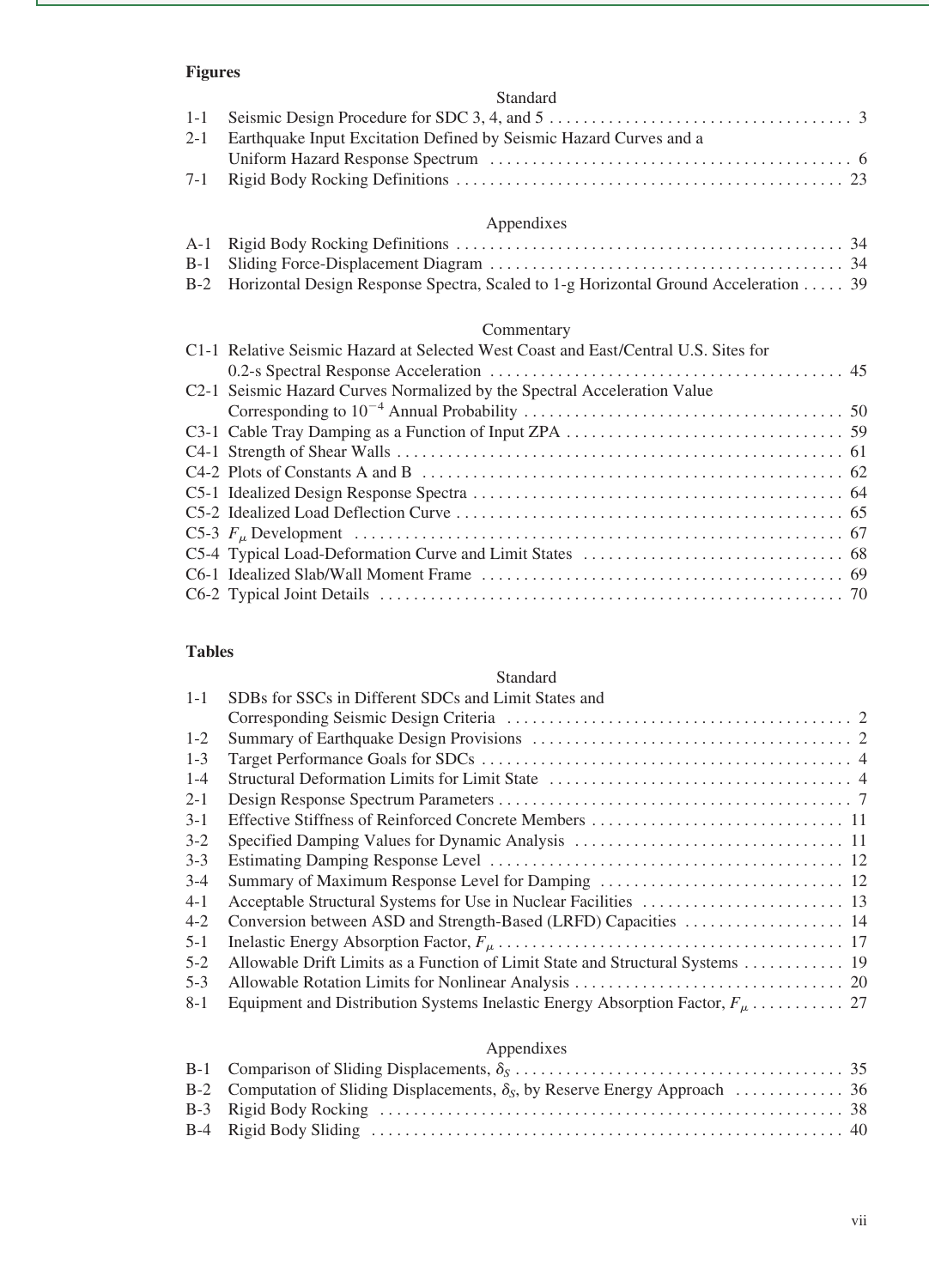## Figures

### Standard

| | | |
|---|---|---|
| 1-1 | Seismic Design Procedure for SDC 3, 4, and 5 | 3 |
| 2-1 | Earthquake Input Excitation Defined by Seismic Hazard Curves and a Uniform Hazard Response Spectrum | 6 |
| 7-1 | Rigid Body Rocking Definitions | 23 |

### Appendixes

| | | |
|---|---|---|
| A-1 | Rigid Body Rocking Definitions | 34 |
| B-1 | Sliding Force-Displacement Diagram | 34 |
| B-2 | Horizontal Design Response Spectra, Scaled to 1-g Horizontal Ground Acceleration | 39 |

### Commentary

| | | |
|---|---|---|
| C1-1 | Relative Seismic Hazard at Selected West Coast and East/Central U.S. Sites for 0.2-s Spectral Response Acceleration | 45 |
| C2-1 | Seismic Hazard Curves Normalized by the Spectral Acceleration Value Corresponding to $10^{-4}$ Annual Probability | 50 |
| C3-1 | Cable Tray Damping as a Function of Input ZPA | 59 |
| C4-1 | Strength of Shear Walls | 61 |
| C4-2 | Plots of Constants A and B | 62 |
| C5-1 | Idealized Design Response Spectra | 64 |
| C5-2 | Idealized Load Deflection Curve | 65 |
| C5-3 | $F_{\mu}$ Development | 67 |
| C5-4 | Typical Load-Deformation Curve and Limit States | 68 |
| C6-1 | Idealized Slab/Wall Moment Frame | 69 |
| C6-2 | Typical Joint Details | 70 |

## Tables

### Standard

| | | |
|---|---|---|
| 1-1 | SDBs for SSCs in Different SDCs and Limit States and Corresponding Seismic Design Criteria | 2 |
| 1-2 | Summary of Earthquake Design Provisions | 2 |
| 1-3 | Target Performance Goals for SDCs | 4 |
| 1-4 | Structural Deformation Limits for Limit State | 4 |
| 2-1 | Design Response Spectrum Parameters | 7 |
| 3-1 | Effective Stiffness of Reinforced Concrete Members | 11 |
| 3-2 | Specified Damping Values for Dynamic Analysis | 11 |
| 3-3 | Estimating Damping Response Level | 12 |
| 3-4 | Summary of Maximum Response Level for Damping | 12 |
| 4-1 | Acceptable Structural Systems for Use in Nuclear Facilities | 13 |
| 4-2 | Conversion between ASD and Strength-Based (LRFD) Capacities | 14 |
| 5-1 | Inelastic Energy Absorption Factor, $F_{\mu}$ | 17 |
| 5-2 | Allowable Drift Limits as a Function of Limit State and Structural Systems | 19 |
| 5-3 | Allowable Rotation Limits for Nonlinear Analysis | 20 |
| 8-1 | Equipment and Distribution Systems Inelastic Energy Absorption Factor, $F_{\mu}$ | 27 |

### Appendixes

| | | |
|---|---|---|
| B-1 | Comparison of Sliding Displacements, $\delta_S$ | 35 |
| B-2 | Computation of Sliding Displacements, $\delta_S$, by Reserve Energy Approach | 36 |
| B-3 | Rigid Body Rocking | 38 |
| B-4 | Rigid Body Sliding | 40 |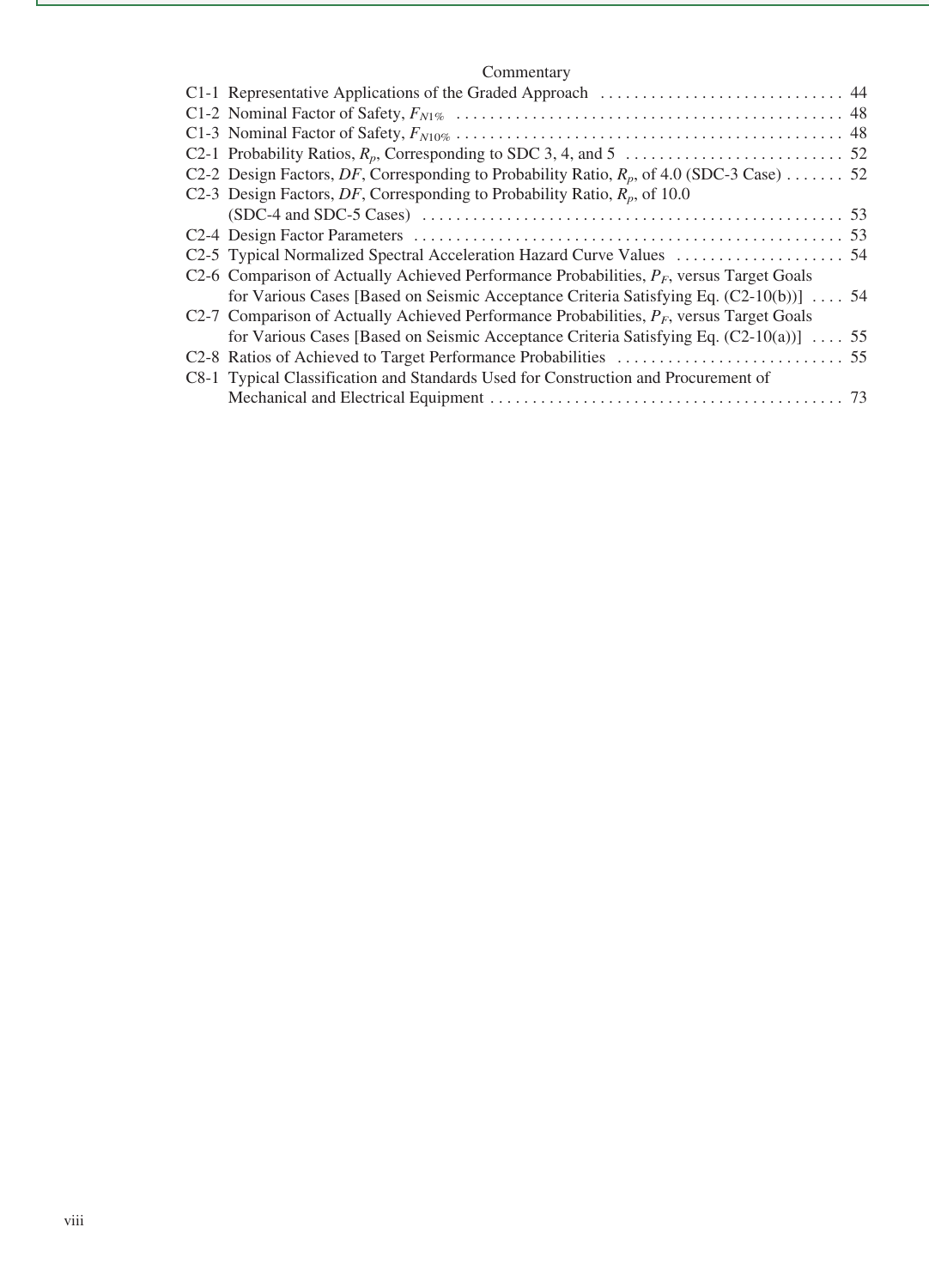Commentary

C1-1 Representative Applications of the Graded Approach ............................. 44
C1-2 Nominal Factor of Safety, $F_{N1\%}$ ............................................... 48
C1-3 Nominal Factor of Safety, $F_{N10\%}$ .............................................. 48
C2-1 Probability Ratios, $R_p$, Corresponding to SDC 3, 4, and 5 .......................... 52
C2-2 Design Factors, $DF$, Corresponding to Probability Ratio, $R_p$, of 4.0 (SDC-3 Case) ....... 52
C2-3 Design Factors, $DF$, Corresponding to Probability Ratio, $R_p$, of 10.0
(SDC-4 and SDC-5 Cases) ................................................... 53
C2-4 Design Factor Parameters .................................................... 53
C2-5 Typical Normalized Spectral Acceleration Hazard Curve Values .................... 54
C2-6 Comparison of Actually Achieved Performance Probabilities, $P_F$, versus Target Goals
for Various Cases [Based on Seismic Acceptance Criteria Satisfying Eq. (C2-10(b))] .... 54
C2-7 Comparison of Actually Achieved Performance Probabilities, $P_F$, versus Target Goals
for Various Cases [Based on Seismic Acceptance Criteria Satisfying Eq. (C2-10(a))] .... 55
C2-8 Ratios of Achieved to Target Performance Probabilities ........................... 55
C8-1 Typical Classification and Standards Used for Construction and Procurement of
Mechanical and Electrical Equipment .......................................... 73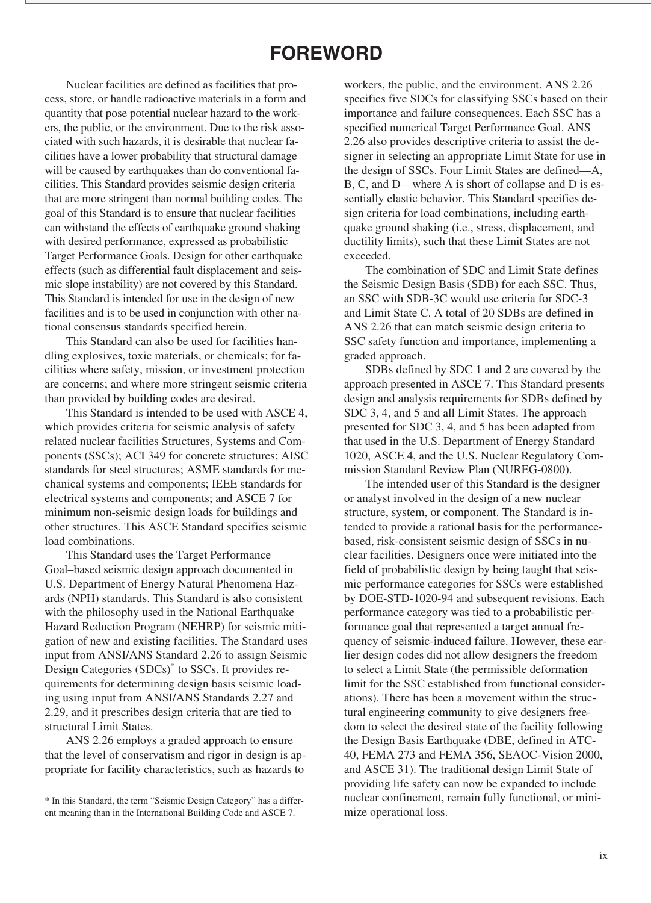# FOREWORD

Nuclear facilities are defined as facilities that process, store, or handle radioactive materials in a form and quantity that pose potential nuclear hazard to the workers, the public, or the environment. Due to the risk associated with such hazards, it is desirable that nuclear facilities have a lower probability that structural damage will be caused by earthquakes than do conventional facilities. This Standard provides seismic design criteria that are more stringent than normal building codes. The goal of this Standard is to ensure that nuclear facilities can withstand the effects of earthquake ground shaking with desired performance, expressed as probabilistic Target Performance Goals. Design for other earthquake effects (such as differential fault displacement and seismic slope instability) are not covered by this Standard. This Standard is intended for use in the design of new facilities and is to be used in conjunction with other national consensus standards specified herein.

This Standard can also be used for facilities handling explosives, toxic materials, or chemicals; for facilities where safety, mission, or investment protection are concerns; and where more stringent seismic criteria than provided by building codes are desired.

This Standard is intended to be used with ASCE 4, which provides criteria for seismic analysis of safety related nuclear facilities Structures, Systems and Components (SSCs); ACI 349 for concrete structures; AISC standards for steel structures; ASME standards for mechanical systems and components; IEEE standards for electrical systems and components; and ASCE 7 for minimum non-seismic design loads for buildings and other structures. This ASCE Standard specifies seismic load combinations.

This Standard uses the Target Performance Goal–based seismic design approach documented in U.S. Department of Energy Natural Phenomena Hazards (NPH) standards. This Standard is also consistent with the philosophy used in the National Earthquake Hazard Reduction Program (NEHRP) for seismic mitigation of new and existing facilities. The Standard uses input from ANSI/ANS Standard 2.26 to assign Seismic Design Categories (SDCs)* to SSCs. It provides requirements for determining design basis seismic loading using input from ANSI/ANS Standards 2.27 and 2.29, and it prescribes design criteria that are tied to structural Limit States.

ANS 2.26 employs a graded approach to ensure that the level of conservatism and rigor in design is appropriate for facility characteristics, such as hazards to workers, the public, and the environment. ANS 2.26 specifies five SDCs for classifying SSCs based on their importance and failure consequences. Each SSC has a specified numerical Target Performance Goal. ANS 2.26 also provides descriptive criteria to assist the designer in selecting an appropriate Limit State for use in the design of SSCs. Four Limit States are defined—A, B, C, and D—where A is short of collapse and D is essentially elastic behavior. This Standard specifies design criteria for load combinations, including earthquake ground shaking (i.e., stress, displacement, and ductility limits), such that these Limit States are not exceeded.

The combination of SDC and Limit State defines the Seismic Design Basis (SDB) for each SSC. Thus, an SSC with SDB-3C would use criteria for SDC-3 and Limit State C. A total of 20 SDBs are defined in ANS 2.26 that can match seismic design criteria to SSC safety function and importance, implementing a graded approach.

SDBs defined by SDC 1 and 2 are covered by the approach presented in ASCE 7. This Standard presents design and analysis requirements for SDBs defined by SDC 3, 4, and 5 and all Limit States. The approach presented for SDC 3, 4, and 5 has been adapted from that used in the U.S. Department of Energy Standard 1020, ASCE 4, and the U.S. Nuclear Regulatory Commission Standard Review Plan (NUREG-0800).

The intended user of this Standard is the designer or analyst involved in the design of a new nuclear structure, system, or component. The Standard is intended to provide a rational basis for the performance-based, risk-consistent seismic design of SSCs in nuclear facilities. Designers once were initiated into the field of probabilistic design by being taught that seismic performance categories for SSCs were established by DOE-STD-1020-94 and subsequent revisions. Each performance category was tied to a probabilistic performance goal that represented a target annual frequency of seismic-induced failure. However, these earlier design codes did not allow designers the freedom to select a Limit State (the permissible deformation limit for the SSC established from functional considerations). There has been a movement within the structural engineering community to give designers freedom to select the desired state of the facility following the Design Basis Earthquake (DBE, defined in ATC-40, FEMA 273 and FEMA 356, SEAOC-Vision 2000, and ASCE 31). The traditional design Limit State of providing life safety can now be expanded to include nuclear confinement, remain fully functional, or minimize operational loss.

\* In this Standard, the term "Seismic Design Category" has a different meaning than in the International Building Code and ASCE 7.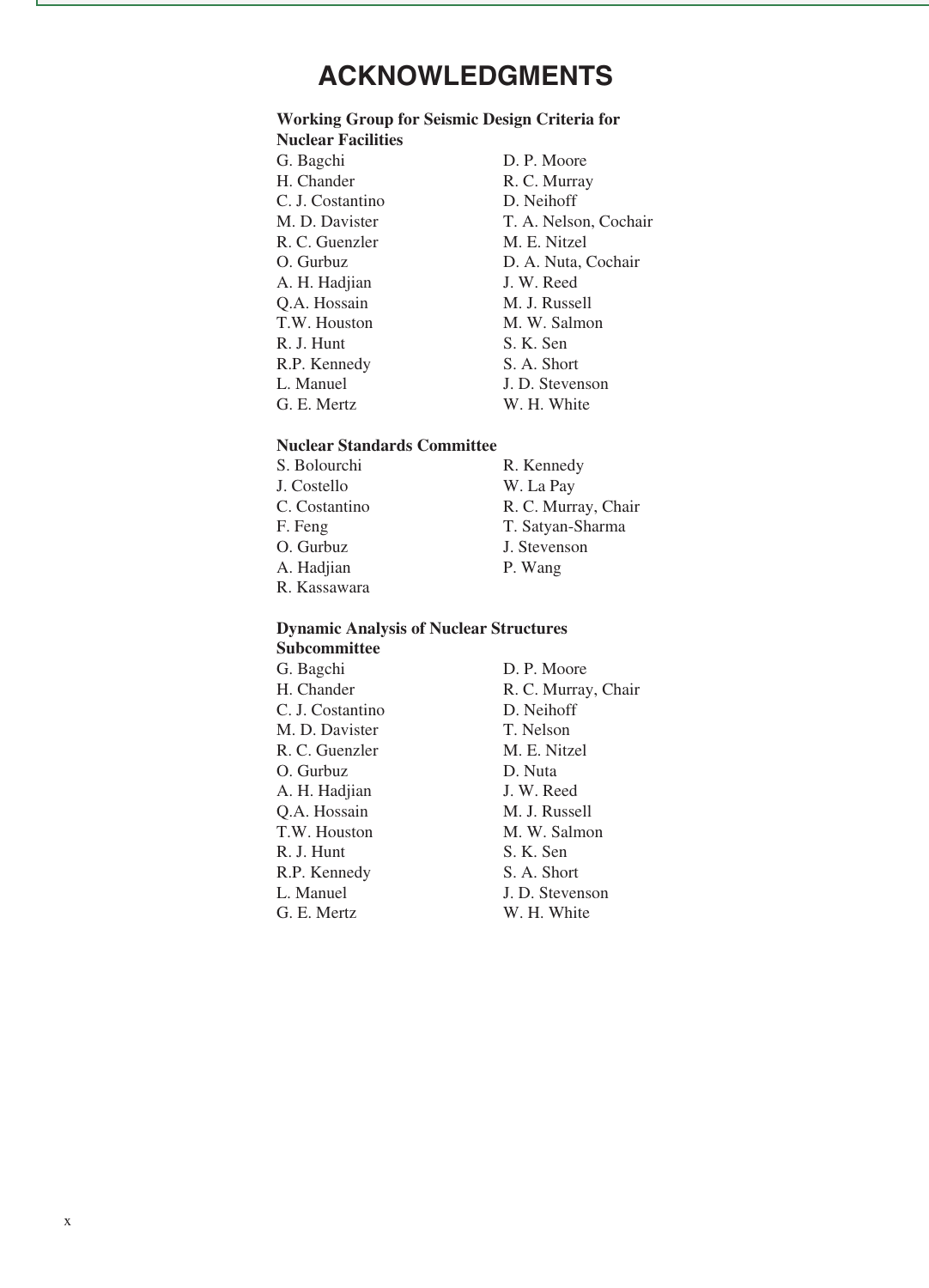# ACKNOWLEDGMENTS

**Working Group for Seismic Design Criteria for Nuclear Facilities**

G. Bagchi
H. Chander
C. J. Costantino
M. D. Davister
R. C. Guenzler
O. Gurbuz
A. H. Hadjian
Q.A. Hossain
T.W. Houston
R. J. Hunt
R.P. Kennedy
L. Manuel
G. E. Mertz
D. P. Moore
R. C. Murray
D. Neihoff
T. A. Nelson, Cochair
M. E. Nitzel
D. A. Nuta, Cochair
J. W. Reed
M. J. Russell
M. W. Salmon
S. K. Sen
S. A. Short
J. D. Stevenson
W. H. White

**Nuclear Standards Committee**

S. Bolourchi
J. Costello
C. Costantino
F. Feng
O. Gurbuz
A. Hadjian
R. Kassawara
R. Kennedy
W. La Pay
R. C. Murray, Chair
T. Satyan-Sharma
J. Stevenson
P. Wang

**Dynamic Analysis of Nuclear Structures Subcommittee**

G. Bagchi
H. Chander
C. J. Costantino
M. D. Davister
R. C. Guenzler
O. Gurbuz
A. H. Hadjian
Q.A. Hossain
T.W. Houston
R. J. Hunt
R.P. Kennedy
L. Manuel
G. E. Mertz
D. P. Moore
R. C. Murray, Chair
D. Neihoff
T. Nelson
M. E. Nitzel
D. Nuta
J. W. Reed
M. J. Russell
M. W. Salmon
S. K. Sen
S. A. Short
J. D. Stevenson
W. H. White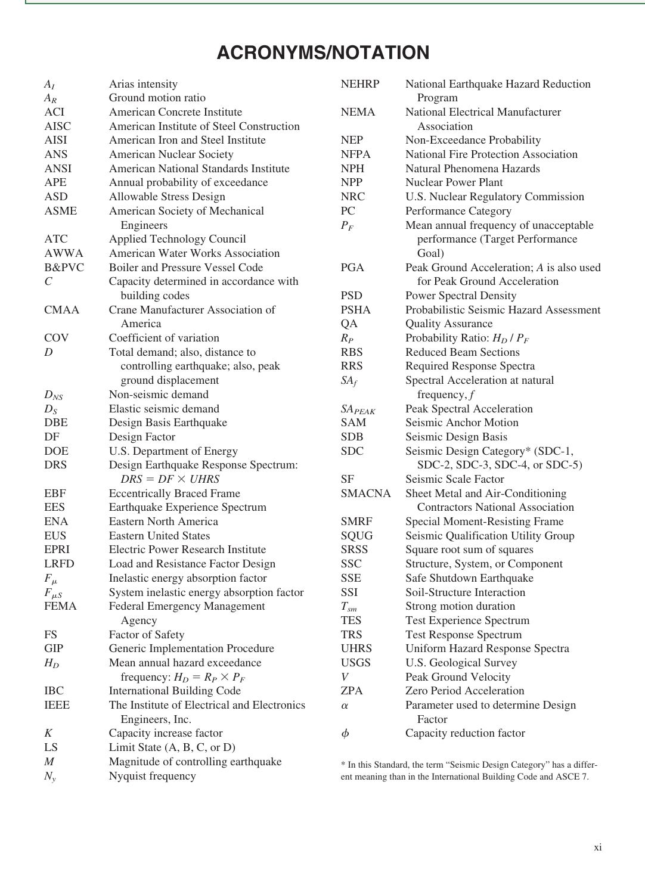# ACRONYMS/NOTATION

| | |
|---|---|
| $A_I$ | Arias intensity |
| $A_R$ | Ground motion ratio |
| ACI | American Concrete Institute |
| AISC | American Institute of Steel Construction |
| AISI | American Iron and Steel Institute |
| ANS | American Nuclear Society |
| ANSI | American National Standards Institute |
| APE | Annual probability of exceedance |
| ASD | Allowable Stress Design |
| ASME | American Society of Mechanical Engineers |
| ATC | Applied Technology Council |
| AWWA | American Water Works Association |
| B&PVC | Boiler and Pressure Vessel Code |
| $C$ | Capacity determined in accordance with building codes |
| CMAA | Crane Manufacturer Association of America |
| COV | Coefficient of variation |
| $D$ | Total demand; also, distance to controlling earthquake; also, peak ground displacement |
| $D_{NS}$ | Non-seismic demand |
| $D_S$ | Elastic seismic demand |
| DBE | Design Basis Earthquake |
| DF | Design Factor |
| DOE | U.S. Department of Energy |
| DRS | Design Earthquake Response Spectrum: $DRS = DF \times UHRS$ |
| EBF | Eccentrically Braced Frame |
| EES | Earthquake Experience Spectrum |
| ENA | Eastern North America |
| EUS | Eastern United States |
| EPRI | Electric Power Research Institute |
| LRFD | Load and Resistance Factor Design |
| $F_\mu$ | Inelastic energy absorption factor |
| $F_{\mu S}$ | System inelastic energy absorption factor |
| FEMA | Federal Emergency Management Agency |
| FS | Factor of Safety |
| GIP | Generic Implementation Procedure |
| $H_D$ | Mean annual hazard exceedance frequency: $H_D = R_P \times P_F$ |
| IBC | International Building Code |
| IEEE | The Institute of Electrical and Electronics Engineers, Inc. |
| $K$ | Capacity increase factor |
| LS | Limit State (A, B, C, or D) |
| $M$ | Magnitude of controlling earthquake |
| $N_y$ | Nyquist frequency |
| NEHRP | National Earthquake Hazard Reduction Program |
| NEMA | National Electrical Manufacturer Association |
| NEP | Non-Exceedance Probability |
| NFPA | National Fire Protection Association |
| NPH | Natural Phenomena Hazards |
| NPP | Nuclear Power Plant |
| NRC | U.S. Nuclear Regulatory Commission |
| PC | Performance Category |
| $P_F$ | Mean annual frequency of unacceptable performance (Target Performance Goal) |
| PGA | Peak Ground Acceleration; $A$ is also used for Peak Ground Acceleration |
| PSD | Power Spectral Density |
| PSHA | Probabilistic Seismic Hazard Assessment |
| QA | Quality Assurance |
| $R_P$ | Probability Ratio: $H_D$ / $P_F$ |
| RBS | Reduced Beam Sections |
| RRS | Required Response Spectra |
| $SA_f$ | Spectral Acceleration at natural frequency, $f$ |
| $SA_{PEAK}$ | Peak Spectral Acceleration |
| SAM | Seismic Anchor Motion |
| SDB | Seismic Design Basis |
| SDC | Seismic Design Category* (SDC-1, SDC-2, SDC-3, SDC-4, or SDC-5) |
| SF | Seismic Scale Factor |
| SMACNA | Sheet Metal and Air-Conditioning Contractors National Association |
| SMRF | Special Moment-Resisting Frame |
| SQUG | Seismic Qualification Utility Group |
| SRSS | Square root sum of squares |
| SSC | Structure, System, or Component |
| SSE | Safe Shutdown Earthquake |
| SSI | Soil-Structure Interaction |
| $T_{sm}$ | Strong motion duration |
| TES | Test Experience Spectrum |
| TRS | Test Response Spectrum |
| UHRS | Uniform Hazard Response Spectra |
| USGS | U.S. Geological Survey |
| $V$ | Peak Ground Velocity |
| ZPA | Zero Period Acceleration |
| $\alpha$ | Parameter used to determine Design Factor |
| $\phi$ | Capacity reduction factor |

* In this Standard, the term "Seismic Design Category" has a different meaning than in the International Building Code and ASCE 7.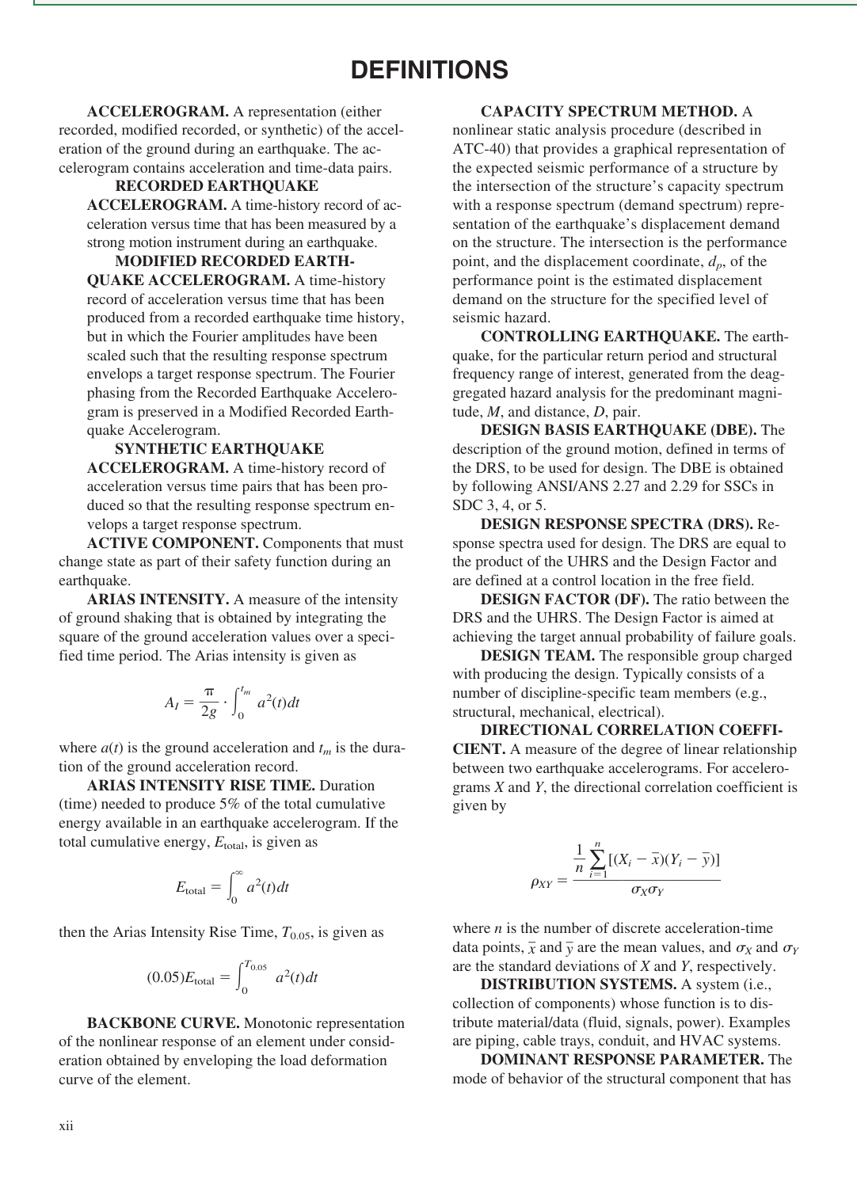# DEFINITIONS

**ACCELEROGRAM.** A representation (either recorded, modified recorded, or synthetic) of the acceleration of the ground during an earthquake. The accelerogram contains acceleration and time-data pairs.

**RECORDED EARTHQUAKE ACCELEROGRAM.** A time-history record of acceleration versus time that has been measured by a strong motion instrument during an earthquake.

**MODIFIED RECORDED EARTHQUAKE ACCELEROGRAM.** A time-history record of acceleration versus time that has been produced from a recorded earthquake time history, but in which the Fourier amplitudes have been scaled such that the resulting response spectrum envelops a target response spectrum. The Fourier phasing from the Recorded Earthquake Accelerogram is preserved in a Modified Recorded Earthquake Accelerogram.

**SYNTHETIC EARTHQUAKE ACCELEROGRAM.** A time-history record of acceleration versus time pairs that has been produced so that the resulting response spectrum envelops a target response spectrum.

**ACTIVE COMPONENT.** Components that must change state as part of their safety function during an earthquake.

**ARIAS INTENSITY.** A measure of the intensity of ground shaking that is obtained by integrating the square of the ground acceleration values over a specified time period. The Arias intensity is given as

$$A_I = \frac{\pi}{2g} \cdot \int_0^{t_m} a^2(t)dt$$

where $a(t)$ is the ground acceleration and $t_m$ is the duration of the ground acceleration record.

**ARIAS INTENSITY RISE TIME.** Duration (time) needed to produce 5% of the total cumulative energy available in an earthquake accelerogram. If the total cumulative energy, $E_{\text{total}}$, is given as

$$E_{\text{total}} = \int_0^{\infty} a^2(t)dt$$

then the Arias Intensity Rise Time, $T_{0.05}$, is given as

$$(0.05)E_{\text{total}} = \int_0^{T_{0.05}} a^2(t)dt$$

**BACKBONE CURVE.** Monotonic representation of the nonlinear response of an element under consideration obtained by enveloping the load deformation curve of the element.

**CAPACITY SPECTRUM METHOD.** A nonlinear static analysis procedure (described in ATC-40) that provides a graphical representation of the expected seismic performance of a structure by the intersection of the structure's capacity spectrum with a response spectrum (demand spectrum) representation of the earthquake's displacement demand on the structure. The intersection is the performance point, and the displacement coordinate, $d_p$, of the performance point is the estimated displacement demand on the structure for the specified level of seismic hazard.

**CONTROLLING EARTHQUAKE.** The earthquake, for the particular return period and structural frequency range of interest, generated from the deaggregated hazard analysis for the predominant magnitude, $M$, and distance, $D$, pair.

**DESIGN BASIS EARTHQUAKE (DBE).** The description of the ground motion, defined in terms of the DRS, to be used for design. The DBE is obtained by following ANSI/ANS 2.27 and 2.29 for SSCs in SDC 3, 4, or 5.

**DESIGN RESPONSE SPECTRA (DRS).** Response spectra used for design. The DRS are equal to the product of the UHRS and the Design Factor and are defined at a control location in the free field.

**DESIGN FACTOR (DF).** The ratio between the DRS and the UHRS. The Design Factor is aimed at achieving the target annual probability of failure goals.

**DESIGN TEAM.** The responsible group charged with producing the design. Typically consists of a number of discipline-specific team members (e.g., structural, mechanical, electrical).

**DIRECTIONAL CORRELATION COEFFICIENT.** A measure of the degree of linear relationship between two earthquake accelerograms. For accelerograms $X$ and $Y$, the directional correlation coefficient is given by

$$\rho_{XY} = \frac{\frac{1}{n}\sum_{i=1}^{n}[(X_i - \overline{x})(Y_i - \overline{y})]}{\sigma_X \sigma_Y}$$

where $n$ is the number of discrete acceleration-time data points, $\overline{x}$ and $\overline{y}$ are the mean values, and $\sigma_X$ and $\sigma_Y$ are the standard deviations of $X$ and $Y$, respectively.

**DISTRIBUTION SYSTEMS.** A system (i.e., collection of components) whose function is to distribute material/data (fluid, signals, power). Examples are piping, cable trays, conduit, and HVAC systems.

**DOMINANT RESPONSE PARAMETER.** The mode of behavior of the structural component that has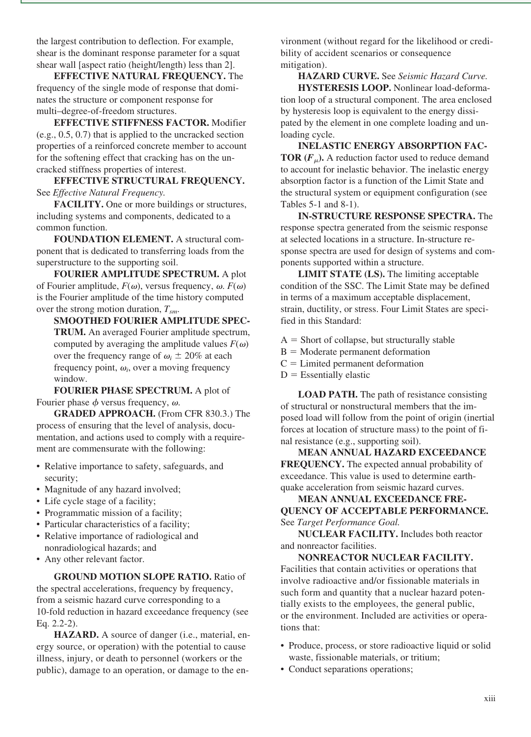the largest contribution to deflection. For example, shear is the dominant response parameter for a squat shear wall [aspect ratio (height/length) less than 2].

**EFFECTIVE NATURAL FREQUENCY.** The frequency of the single mode of response that dominates the structure or component response for multi–degree-of-freedom structures.

**EFFECTIVE STIFFNESS FACTOR.** Modifier (e.g., 0.5, 0.7) that is applied to the uncracked section properties of a reinforced concrete member to account for the softening effect that cracking has on the uncracked stiffness properties of interest.

**EFFECTIVE STRUCTURAL FREQUENCY.** See *Effective Natural Frequency.*

**FACILITY.** One or more buildings or structures, including systems and components, dedicated to a common function.

**FOUNDATION ELEMENT.** A structural component that is dedicated to transferring loads from the superstructure to the supporting soil.

**FOURIER AMPLITUDE SPECTRUM.** A plot of Fourier amplitude, $F(\omega)$, versus frequency, $\omega$. $F(\omega)$ is the Fourier amplitude of the time history computed over the strong motion duration, $T_{sm}$.

**SMOOTHED FOURIER AMPLITUDE SPECTRUM.** An averaged Fourier amplitude spectrum, computed by averaging the amplitude values $F(\omega)$ over the frequency range of $\omega_i \pm 20\%$ at each frequency point, $\omega_i$, over a moving frequency window.

**FOURIER PHASE SPECTRUM.** A plot of Fourier phase $\phi$ versus frequency, $\omega$.

**GRADED APPROACH.** (From CFR 830.3.) The process of ensuring that the level of analysis, documentation, and actions used to comply with a requirement are commensurate with the following:

- Relative importance to safety, safeguards, and security;
- Magnitude of any hazard involved;
- Life cycle stage of a facility;
- Programmatic mission of a facility;
- Particular characteristics of a facility;
- Relative importance of radiological and nonradiological hazards; and
- Any other relevant factor.

**GROUND MOTION SLOPE RATIO.** Ratio of the spectral accelerations, frequency by frequency, from a seismic hazard curve corresponding to a 10-fold reduction in hazard exceedance frequency (see Eq. 2.2-2).

**HAZARD.** A source of danger (i.e., material, energy source, or operation) with the potential to cause illness, injury, or death to personnel (workers or the public), damage to an operation, or damage to the environment (without regard for the likelihood or credibility of accident scenarios or consequence mitigation).

**HAZARD CURVE.** See *Seismic Hazard Curve.*

**HYSTERESIS LOOP.** Nonlinear load-deformation loop of a structural component. The area enclosed by hysteresis loop is equivalent to the energy dissipated by the element in one complete loading and unloading cycle.

**INELASTIC ENERGY ABSORPTION FACTOR ($F_\mu$).** A reduction factor used to reduce demand to account for inelastic behavior. The inelastic energy absorption factor is a function of the Limit State and the structural system or equipment configuration (see Tables 5-1 and 8-1).

**IN-STRUCTURE RESPONSE SPECTRA.** The response spectra generated from the seismic response at selected locations in a structure. In-structure response spectra are used for design of systems and components supported within a structure.

**LIMIT STATE (LS).** The limiting acceptable condition of the SSC. The Limit State may be defined in terms of a maximum acceptable displacement, strain, ductility, or stress. Four Limit States are specified in this Standard:

A = Short of collapse, but structurally stable
B = Moderate permanent deformation
C = Limited permanent deformation
D = Essentially elastic

**LOAD PATH.** The path of resistance consisting of structural or nonstructural members that the imposed load will follow from the point of origin (inertial forces at location of structure mass) to the point of final resistance (e.g., supporting soil).

**MEAN ANNUAL HAZARD EXCEEDANCE FREQUENCY.** The expected annual probability of exceedance. This value is used to determine earthquake acceleration from seismic hazard curves.

**MEAN ANNUAL EXCEEDANCE FREQUENCY OF ACCEPTABLE PERFORMANCE.** See *Target Performance Goal.*

**NUCLEAR FACILITY.** Includes both reactor and nonreactor facilities.

**NONREACTOR NUCLEAR FACILITY.** Facilities that contain activities or operations that involve radioactive and/or fissionable materials in such form and quantity that a nuclear hazard potentially exists to the employees, the general public, or the environment. Included are activities or operations that:

- Produce, process, or store radioactive liquid or solid waste, fissionable materials, or tritium;
- Conduct separations operations;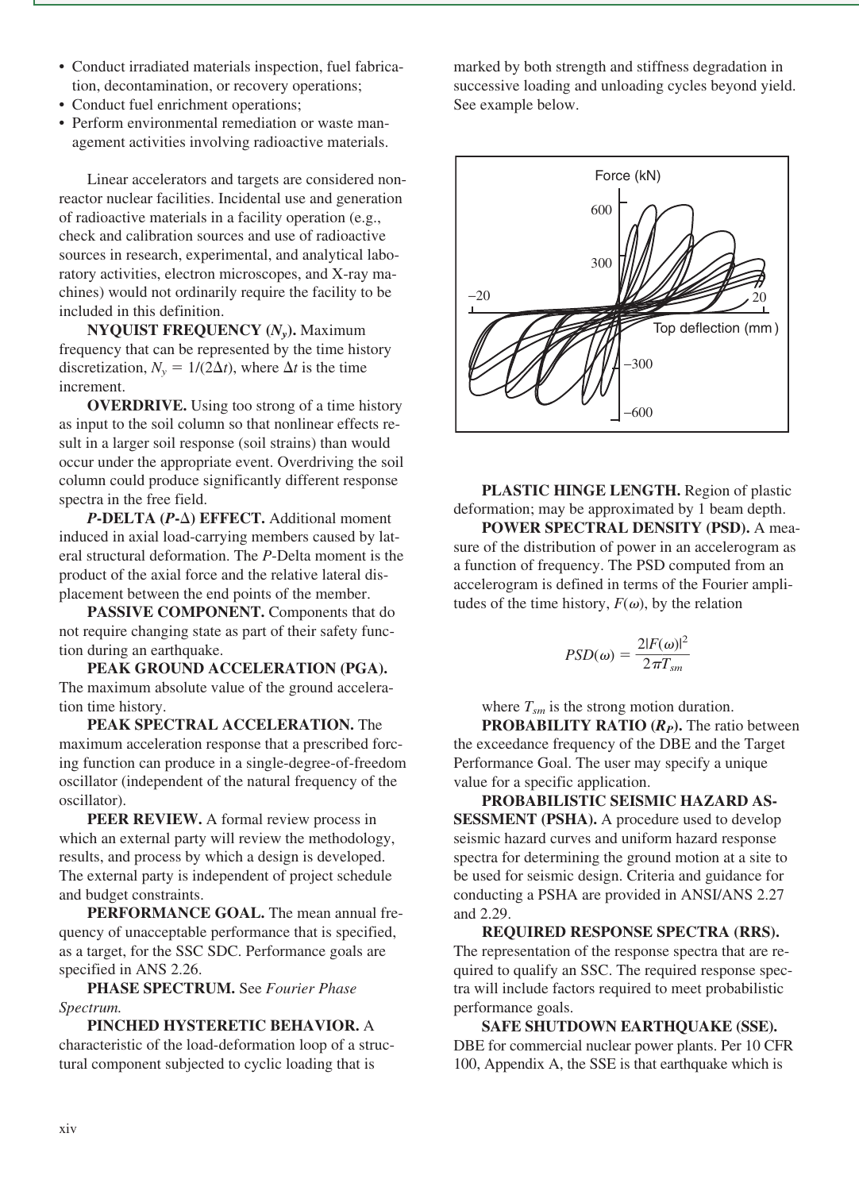- Conduct irradiated materials inspection, fuel fabrication, decontamination, or recovery operations;
- Conduct fuel enrichment operations;
- Perform environmental remediation or waste management activities involving radioactive materials.

Linear accelerators and targets are considered nonreactor nuclear facilities. Incidental use and generation of radioactive materials in a facility operation (e.g., check and calibration sources and use of radioactive sources in research, experimental, and analytical laboratory activities, electron microscopes, and X-ray machines) would not ordinarily require the facility to be included in this definition.

**NYQUIST FREQUENCY ($N_y$).** Maximum frequency that can be represented by the time history discretization, $N_y = 1/(2\Delta t)$, where $\Delta t$ is the time increment.

**OVERDRIVE.** Using too strong of a time history as input to the soil column so that nonlinear effects result in a larger soil response (soil strains) than would occur under the appropriate event. Overdriving the soil column could produce significantly different response spectra in the free field.

***P*-DELTA (*P*-Δ) EFFECT.** Additional moment induced in axial load-carrying members caused by lateral structural deformation. The *P*-Delta moment is the product of the axial force and the relative lateral displacement between the end points of the member.

**PASSIVE COMPONENT.** Components that do not require changing state as part of their safety function during an earthquake.

**PEAK GROUND ACCELERATION (PGA).** The maximum absolute value of the ground acceleration time history.

**PEAK SPECTRAL ACCELERATION.** The maximum acceleration response that a prescribed forcing function can produce in a single-degree-of-freedom oscillator (independent of the natural frequency of the oscillator).

**PEER REVIEW.** A formal review process in which an external party will review the methodology, results, and process by which a design is developed. The external party is independent of project schedule and budget constraints.

**PERFORMANCE GOAL.** The mean annual frequency of unacceptable performance that is specified, as a target, for the SSC SDC. Performance goals are specified in ANS 2.26.

**PHASE SPECTRUM.** See *Fourier Phase Spectrum.*

**PINCHED HYSTERETIC BEHAVIOR.** A characteristic of the load-deformation loop of a structural component subjected to cyclic loading that is marked by both strength and stiffness degradation in successive loading and unloading cycles beyond yield. See example below.

**PLASTIC HINGE LENGTH.** Region of plastic deformation; may be approximated by 1 beam depth.

**POWER SPECTRAL DENSITY (PSD).** A measure of the distribution of power in an accelerogram as a function of frequency. The PSD computed from an accelerogram is defined in terms of the Fourier amplitudes of the time history, $F(\omega)$, by the relation

$$PSD(\omega) = \frac{2|F(\omega)|^2}{2\pi T_{sm}}$$

where $T_{sm}$ is the strong motion duration.

**PROBABILITY RATIO ($R_P$).** The ratio between the exceedance frequency of the DBE and the Target Performance Goal. The user may specify a unique value for a specific application.

**PROBABILISTIC SEISMIC HAZARD ASSESSMENT (PSHA).** A procedure used to develop seismic hazard curves and uniform hazard response spectra for determining the ground motion at a site to be used for seismic design. Criteria and guidance for conducting a PSHA are provided in ANSI/ANS 2.27 and 2.29.

**REQUIRED RESPONSE SPECTRA (RRS).** The representation of the response spectra that are required to qualify an SSC. The required response spectra will include factors required to meet probabilistic performance goals.

**SAFE SHUTDOWN EARTHQUAKE (SSE).** DBE for commercial nuclear power plants. Per 10 CFR 100, Appendix A, the SSE is that earthquake which is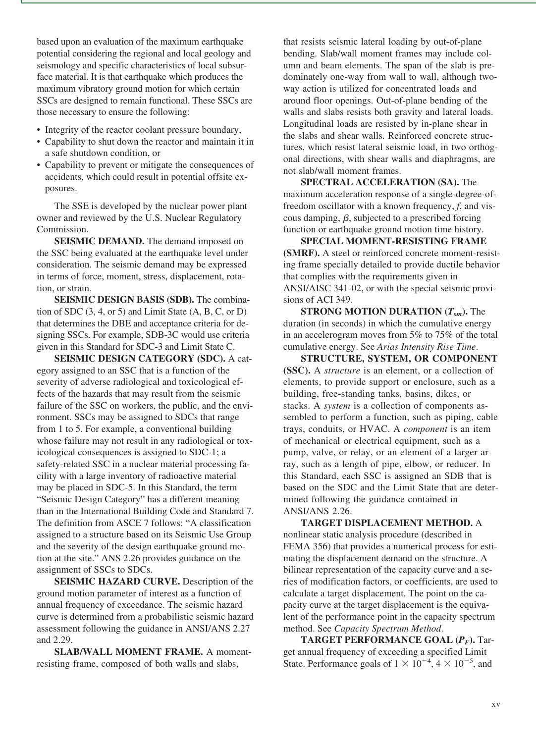based upon an evaluation of the maximum earthquake potential considering the regional and local geology and seismology and specific characteristics of local subsurface material. It is that earthquake which produces the maximum vibratory ground motion for which certain SSCs are designed to remain functional. These SSCs are those necessary to ensure the following:

- Integrity of the reactor coolant pressure boundary,
- Capability to shut down the reactor and maintain it in a safe shutdown condition, or
- Capability to prevent or mitigate the consequences of accidents, which could result in potential offsite exposures.

The SSE is developed by the nuclear power plant owner and reviewed by the U.S. Nuclear Regulatory Commission.

**SEISMIC DEMAND.** The demand imposed on the SSC being evaluated at the earthquake level under consideration. The seismic demand may be expressed in terms of force, moment, stress, displacement, rotation, or strain.

**SEISMIC DESIGN BASIS (SDB).** The combination of SDC (3, 4, or 5) and Limit State (A, B, C, or D) that determines the DBE and acceptance criteria for designing SSCs. For example, SDB-3C would use criteria given in this Standard for SDC-3 and Limit State C.

**SEISMIC DESIGN CATEGORY (SDC).** A category assigned to an SSC that is a function of the severity of adverse radiological and toxicological effects of the hazards that may result from the seismic failure of the SSC on workers, the public, and the environment. SSCs may be assigned to SDCs that range from 1 to 5. For example, a conventional building whose failure may not result in any radiological or toxicological consequences is assigned to SDC-1; a safety-related SSC in a nuclear material processing facility with a large inventory of radioactive material may be placed in SDC-5. In this Standard, the term "Seismic Design Category" has a different meaning than in the International Building Code and Standard 7. The definition from ASCE 7 follows: "A classification assigned to a structure based on its Seismic Use Group and the severity of the design earthquake ground motion at the site." ANS 2.26 provides guidance on the assignment of SSCs to SDCs.

**SEISMIC HAZARD CURVE.** Description of the ground motion parameter of interest as a function of annual frequency of exceedance. The seismic hazard curve is determined from a probabilistic seismic hazard assessment following the guidance in ANSI/ANS 2.27 and 2.29.

**SLAB/WALL MOMENT FRAME.** A moment-resisting frame, composed of both walls and slabs, that resists seismic lateral loading by out-of-plane bending. Slab/wall moment frames may include column and beam elements. The span of the slab is predominately one-way from wall to wall, although two-way action is utilized for concentrated loads and around floor openings. Out-of-plane bending of the walls and slabs resists both gravity and lateral loads. Longitudinal loads are resisted by in-plane shear in the slabs and shear walls. Reinforced concrete structures, which resist lateral seismic load, in two orthogonal directions, with shear walls and diaphragms, are not slab/wall moment frames.

**SPECTRAL ACCELERATION (SA).** The maximum acceleration response of a single-degree-of-freedom oscillator with a known frequency, $f$, and viscous damping, $\beta$, subjected to a prescribed forcing function or earthquake ground motion time history.

**SPECIAL MOMENT-RESISTING FRAME (SMRF).** A steel or reinforced concrete moment-resisting frame specially detailed to provide ductile behavior that complies with the requirements given in ANSI/AISC 341-02, or with the special seismic provisions of ACI 349.

**STRONG MOTION DURATION ($T_{sm}$).** The duration (in seconds) in which the cumulative energy in an accelerogram moves from 5% to 75% of the total cumulative energy. See *Arias Intensity Rise Time*.

**STRUCTURE, SYSTEM, OR COMPONENT (SSC).** A *structure* is an element, or a collection of elements, to provide support or enclosure, such as a building, free-standing tanks, basins, dikes, or stacks. A *system* is a collection of components assembled to perform a function, such as piping, cable trays, conduits, or HVAC. A *component* is an item of mechanical or electrical equipment, such as a pump, valve, or relay, or an element of a larger array, such as a length of pipe, elbow, or reducer. In this Standard, each SSC is assigned an SDB that is based on the SDC and the Limit State that are determined following the guidance contained in ANSI/ANS 2.26.

**TARGET DISPLACEMENT METHOD.** A nonlinear static analysis procedure (described in FEMA 356) that provides a numerical process for estimating the displacement demand on the structure. A bilinear representation of the capacity curve and a series of modification factors, or coefficients, are used to calculate a target displacement. The point on the capacity curve at the target displacement is the equivalent of the performance point in the capacity spectrum method. See *Capacity Spectrum Method*.

**TARGET PERFORMANCE GOAL ($P_F$).** Target annual frequency of exceeding a specified Limit State. Performance goals of $1 \times 10^{-4}$, $4 \times 10^{-5}$, and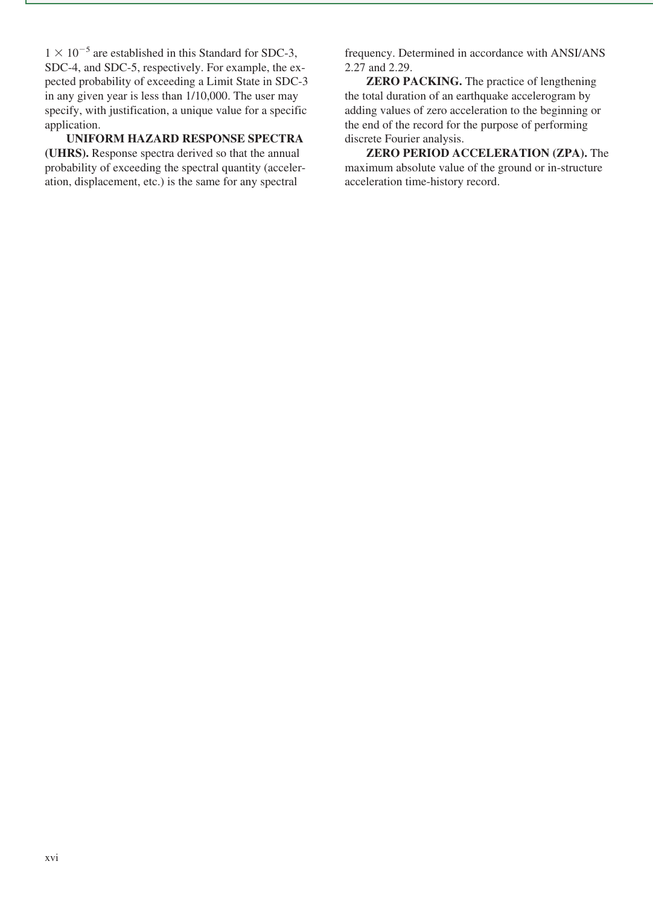$1 \times 10^{-5}$ are established in this Standard for SDC-3, SDC-4, and SDC-5, respectively. For example, the expected probability of exceeding a Limit State in SDC-3 in any given year is less than 1/10,000. The user may specify, with justification, a unique value for a specific application.

**UNIFORM HAZARD RESPONSE SPECTRA (UHRS).** Response spectra derived so that the annual probability of exceeding the spectral quantity (acceleration, displacement, etc.) is the same for any spectral frequency. Determined in accordance with ANSI/ANS 2.27 and 2.29.

**ZERO PACKING.** The practice of lengthening the total duration of an earthquake accelerogram by adding values of zero acceleration to the beginning or the end of the record for the purpose of performing discrete Fourier analysis.

**ZERO PERIOD ACCELERATION (ZPA).** The maximum absolute value of the ground or in-structure acceleration time-history record.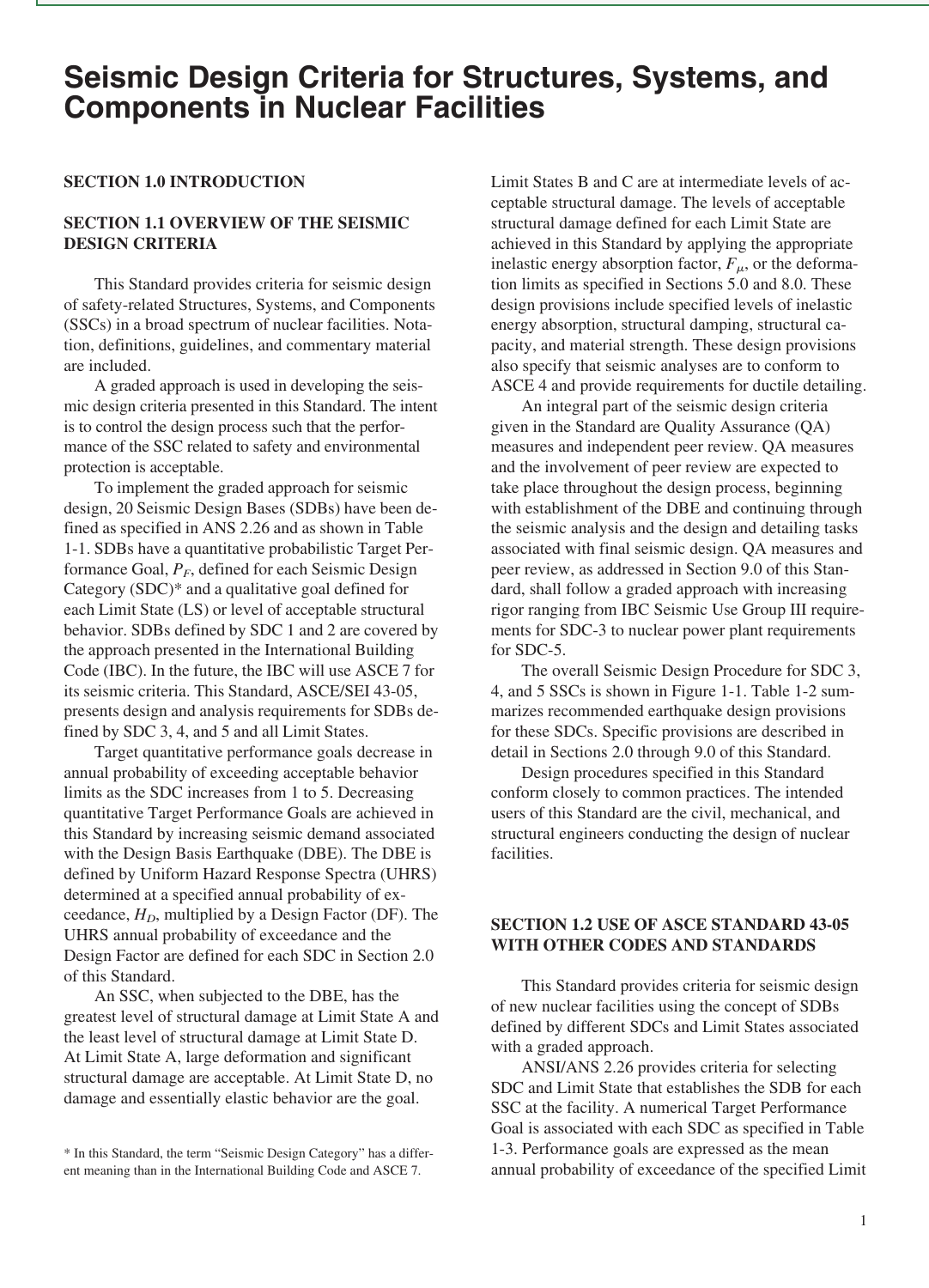# Seismic Design Criteria for Structures, Systems, and Components in Nuclear Facilities

## SECTION 1.0 INTRODUCTION

## SECTION 1.1 OVERVIEW OF THE SEISMIC DESIGN CRITERIA

This Standard provides criteria for seismic design of safety-related Structures, Systems, and Components (SSCs) in a broad spectrum of nuclear facilities. Notation, definitions, guidelines, and commentary material are included.

A graded approach is used in developing the seismic design criteria presented in this Standard. The intent is to control the design process such that the performance of the SSC related to safety and environmental protection is acceptable.

To implement the graded approach for seismic design, 20 Seismic Design Bases (SDBs) have been defined as specified in ANS 2.26 and as shown in Table 1-1. SDBs have a quantitative probabilistic Target Performance Goal, $P_F$, defined for each Seismic Design Category (SDC)* and a qualitative goal defined for each Limit State (LS) or level of acceptable structural behavior. SDBs defined by SDC 1 and 2 are covered by the approach presented in the International Building Code (IBC). In the future, the IBC will use ASCE 7 for its seismic criteria. This Standard, ASCE/SEI 43-05, presents design and analysis requirements for SDBs defined by SDC 3, 4, and 5 and all Limit States.

Target quantitative performance goals decrease in annual probability of exceeding acceptable behavior limits as the SDC increases from 1 to 5. Decreasing quantitative Target Performance Goals are achieved in this Standard by increasing seismic demand associated with the Design Basis Earthquake (DBE). The DBE is defined by Uniform Hazard Response Spectra (UHRS) determined at a specified annual probability of exceedance, $H_D$, multiplied by a Design Factor (DF). The UHRS annual probability of exceedance and the Design Factor are defined for each SDC in Section 2.0 of this Standard.

An SSC, when subjected to the DBE, has the greatest level of structural damage at Limit State A and the least level of structural damage at Limit State D. At Limit State A, large deformation and significant structural damage are acceptable. At Limit State D, no damage and essentially elastic behavior are the goal. Limit States B and C are at intermediate levels of acceptable structural damage. The levels of acceptable structural damage defined for each Limit State are achieved in this Standard by applying the appropriate inelastic energy absorption factor, $F_\mu$, or the deformation limits as specified in Sections 5.0 and 8.0. These design provisions include specified levels of inelastic energy absorption, structural damping, structural capacity, and material strength. These design provisions also specify that seismic analyses are to conform to ASCE 4 and provide requirements for ductile detailing.

An integral part of the seismic design criteria given in the Standard are Quality Assurance (QA) measures and independent peer review. QA measures and the involvement of peer review are expected to take place throughout the design process, beginning with establishment of the DBE and continuing through the seismic analysis and the design and detailing tasks associated with final seismic design. QA measures and peer review, as addressed in Section 9.0 of this Standard, shall follow a graded approach with increasing rigor ranging from IBC Seismic Use Group III requirements for SDC-3 to nuclear power plant requirements for SDC-5.

The overall Seismic Design Procedure for SDC 3, 4, and 5 SSCs is shown in Figure 1-1. Table 1-2 summarizes recommended earthquake design provisions for these SDCs. Specific provisions are described in detail in Sections 2.0 through 9.0 of this Standard.

Design procedures specified in this Standard conform closely to common practices. The intended users of this Standard are the civil, mechanical, and structural engineers conducting the design of nuclear facilities.

## SECTION 1.2 USE OF ASCE STANDARD 43-05 WITH OTHER CODES AND STANDARDS

This Standard provides criteria for seismic design of new nuclear facilities using the concept of SDBs defined by different SDCs and Limit States associated with a graded approach.

ANSI/ANS 2.26 provides criteria for selecting SDC and Limit State that establishes the SDB for each SSC at the facility. A numerical Target Performance Goal is associated with each SDC as specified in Table 1-3. Performance goals are expressed as the mean annual probability of exceedance of the specified Limit

\* In this Standard, the term "Seismic Design Category" has a different meaning than in the International Building Code and ASCE 7.